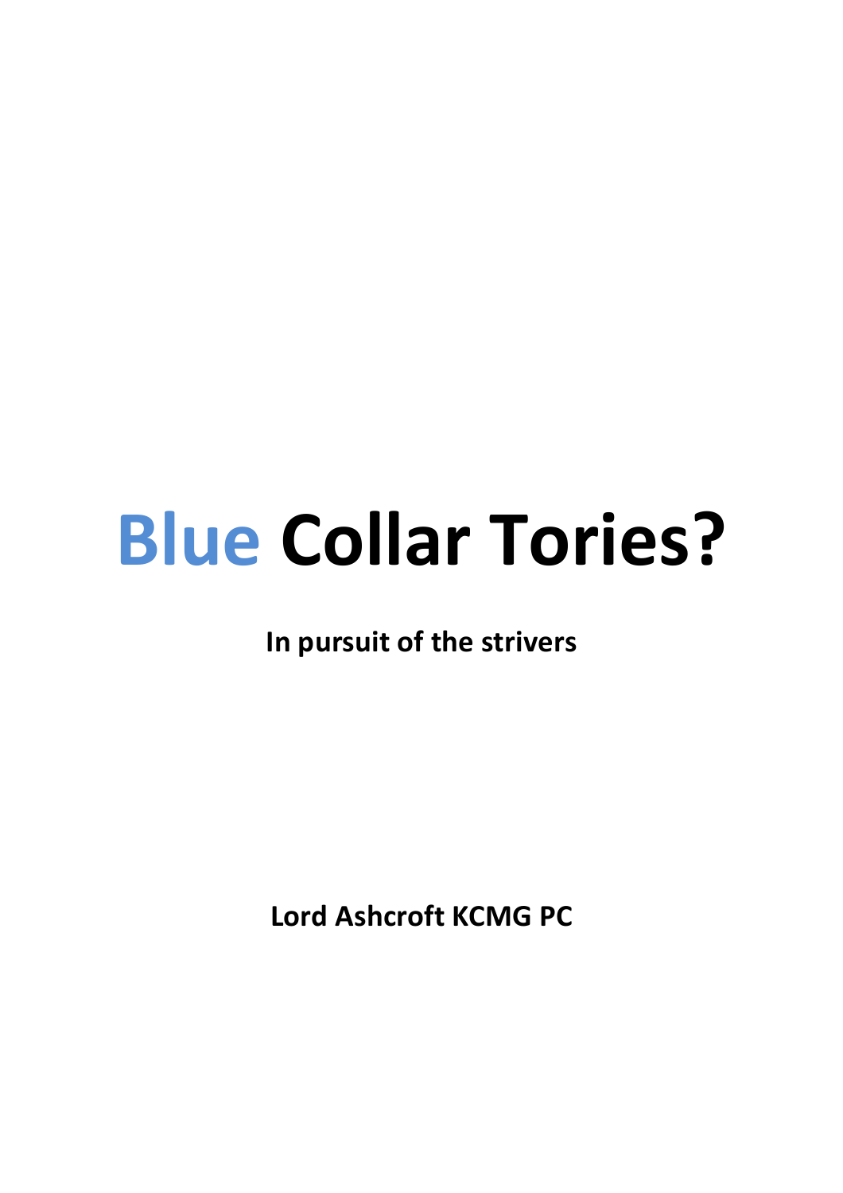# Blue Collar Tories?

**In pursuit of the strivers**

**Lord Ashcroft KCMG PC**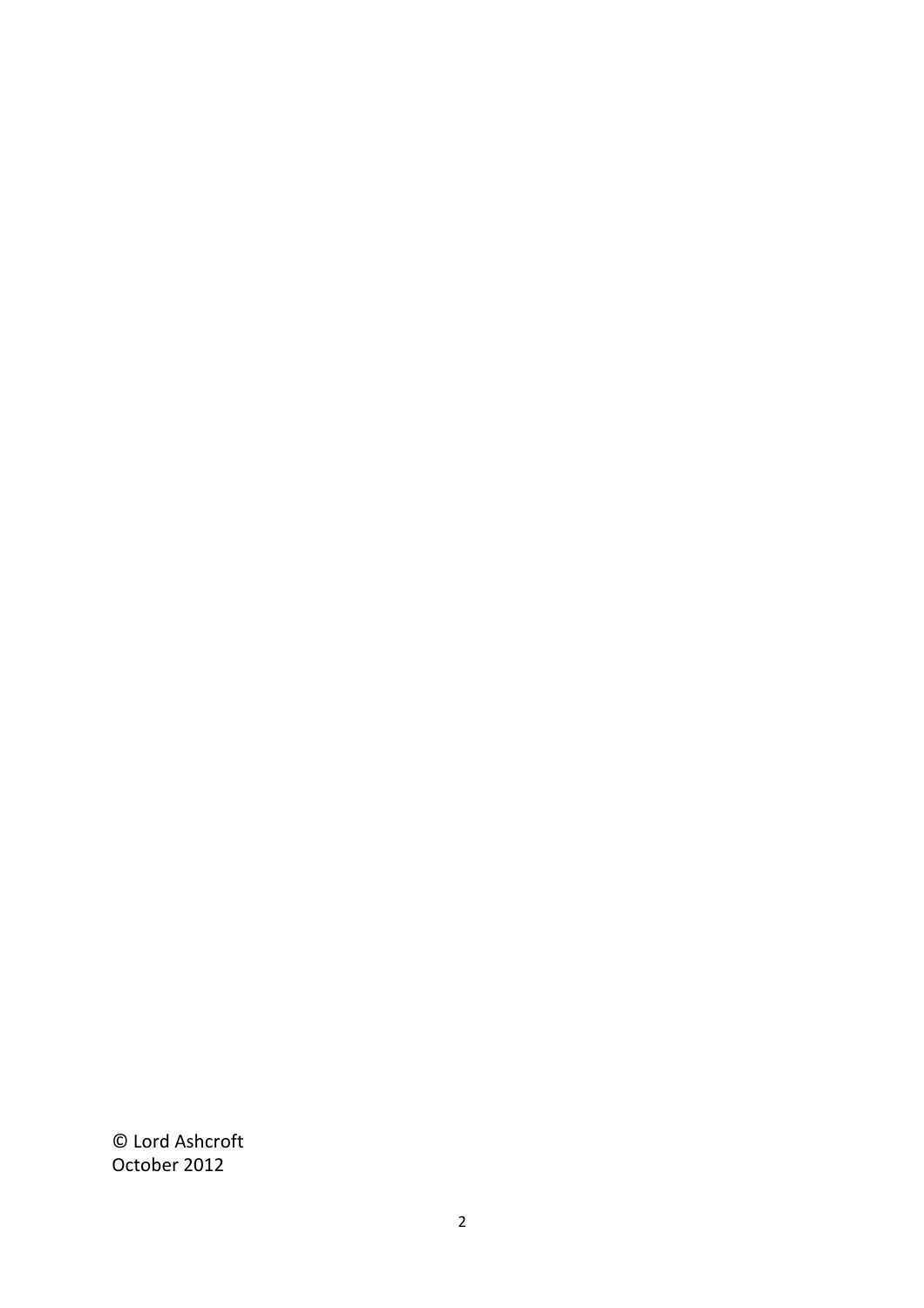© Lord Ashcroft
October 2012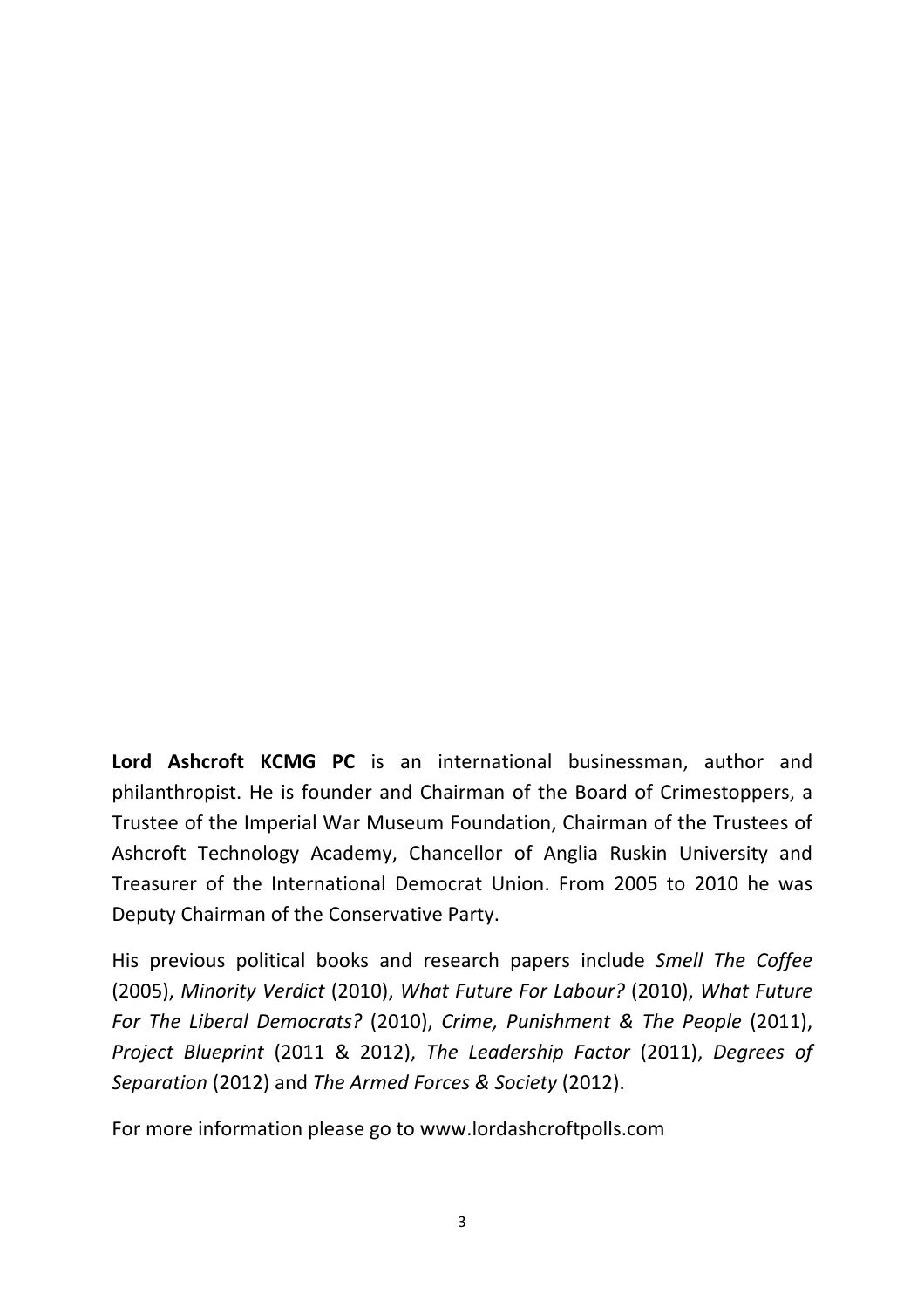**Lord Ashcroft KCMG PC** is an international businessman, author and philanthropist. He is founder and Chairman of the Board of Crimestoppers, a Trustee of the Imperial War Museum Foundation, Chairman of the Trustees of Ashcroft Technology Academy, Chancellor of Anglia Ruskin University and Treasurer of the International Democrat Union. From 2005 to 2010 he was Deputy Chairman of the Conservative Party.

His previous political books and research papers include *Smell The Coffee* (2005), *Minority Verdict* (2010), *What Future For Labour?* (2010), *What Future For The Liberal Democrats?* (2010), *Crime, Punishment & The People* (2011), *Project Blueprint* (2011 & 2012), *The Leadership Factor* (2011), *Degrees of Separation* (2012) and *The Armed Forces & Society* (2012).

For more information please go to www.lordashcroftpolls.com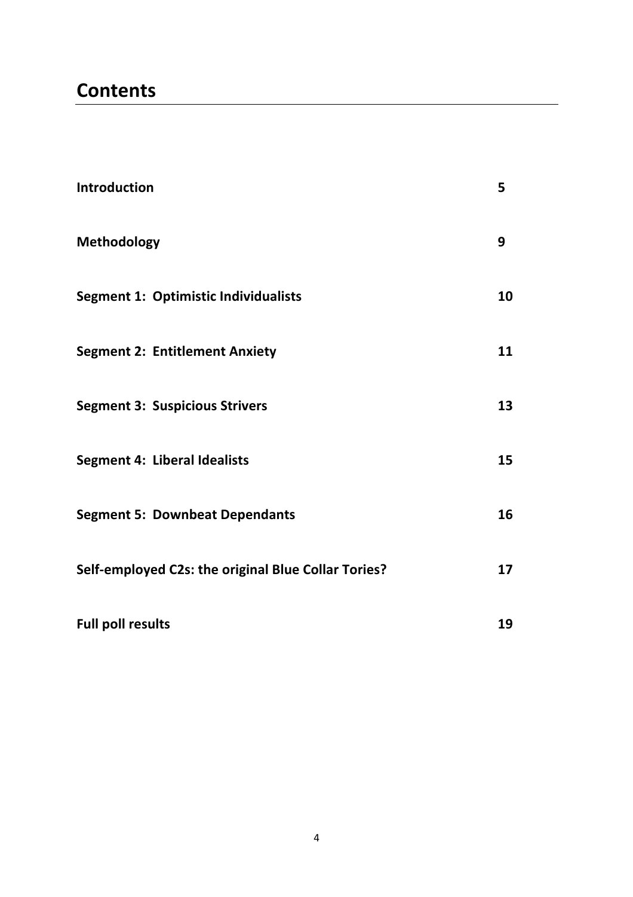# Contents

| | |
|---|---|
| **Introduction** | **5** |
| **Methodology** | **9** |
| **Segment 1: Optimistic Individualists** | **10** |
| **Segment 2: Entitlement Anxiety** | **11** |
| **Segment 3: Suspicious Strivers** | **13** |
| **Segment 4: Liberal Idealists** | **15** |
| **Segment 5: Downbeat Dependants** | **16** |
| **Self-employed C2s: the original Blue Collar Tories?** | **17** |
| **Full poll results** | **19** |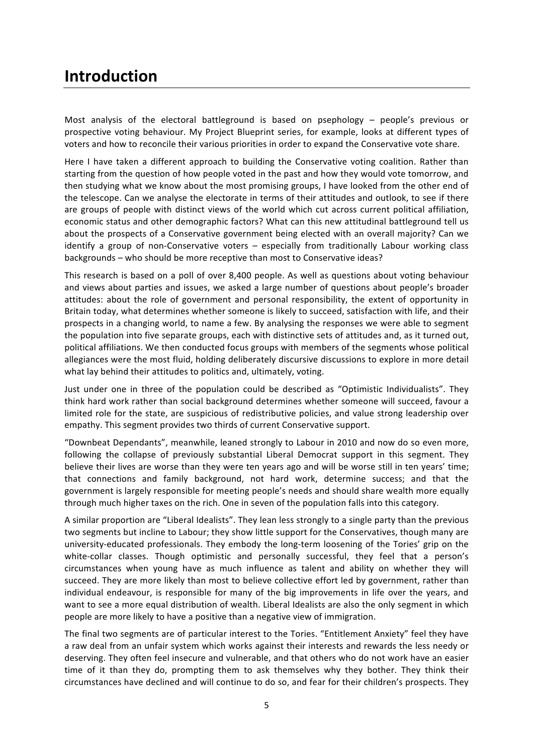# Introduction

Most analysis of the electoral battleground is based on psephology – people's previous or prospective voting behaviour. My Project Blueprint series, for example, looks at different types of voters and how to reconcile their various priorities in order to expand the Conservative vote share.

Here I have taken a different approach to building the Conservative voting coalition. Rather than starting from the question of how people voted in the past and how they would vote tomorrow, and then studying what we know about the most promising groups, I have looked from the other end of the telescope. Can we analyse the electorate in terms of their attitudes and outlook, to see if there are groups of people with distinct views of the world which cut across current political affiliation, economic status and other demographic factors? What can this new attitudinal battleground tell us about the prospects of a Conservative government being elected with an overall majority? Can we identify a group of non-Conservative voters – especially from traditionally Labour working class backgrounds – who should be more receptive than most to Conservative ideas?

This research is based on a poll of over 8,400 people. As well as questions about voting behaviour and views about parties and issues, we asked a large number of questions about people's broader attitudes: about the role of government and personal responsibility, the extent of opportunity in Britain today, what determines whether someone is likely to succeed, satisfaction with life, and their prospects in a changing world, to name a few. By analysing the responses we were able to segment the population into five separate groups, each with distinctive sets of attitudes and, as it turned out, political affiliations. We then conducted focus groups with members of the segments whose political allegiances were the most fluid, holding deliberately discursive discussions to explore in more detail what lay behind their attitudes to politics and, ultimately, voting.

Just under one in three of the population could be described as "Optimistic Individualists". They think hard work rather than social background determines whether someone will succeed, favour a limited role for the state, are suspicious of redistributive policies, and value strong leadership over empathy. This segment provides two thirds of current Conservative support.

"Downbeat Dependants", meanwhile, leaned strongly to Labour in 2010 and now do so even more, following the collapse of previously substantial Liberal Democrat support in this segment. They believe their lives are worse than they were ten years ago and will be worse still in ten years' time; that connections and family background, not hard work, determine success; and that the government is largely responsible for meeting people's needs and should share wealth more equally through much higher taxes on the rich. One in seven of the population falls into this category.

A similar proportion are "Liberal Idealists". They lean less strongly to a single party than the previous two segments but incline to Labour; they show little support for the Conservatives, though many are university-educated professionals. They embody the long-term loosening of the Tories' grip on the white-collar classes. Though optimistic and personally successful, they feel that a person's circumstances when young have as much influence as talent and ability on whether they will succeed. They are more likely than most to believe collective effort led by government, rather than individual endeavour, is responsible for many of the big improvements in life over the years, and want to see a more equal distribution of wealth. Liberal Idealists are also the only segment in which people are more likely to have a positive than a negative view of immigration.

The final two segments are of particular interest to the Tories. "Entitlement Anxiety" feel they have a raw deal from an unfair system which works against their interests and rewards the less needy or deserving. They often feel insecure and vulnerable, and that others who do not work have an easier time of it than they do, prompting them to ask themselves why they bother. They think their circumstances have declined and will continue to do so, and fear for their children's prospects. They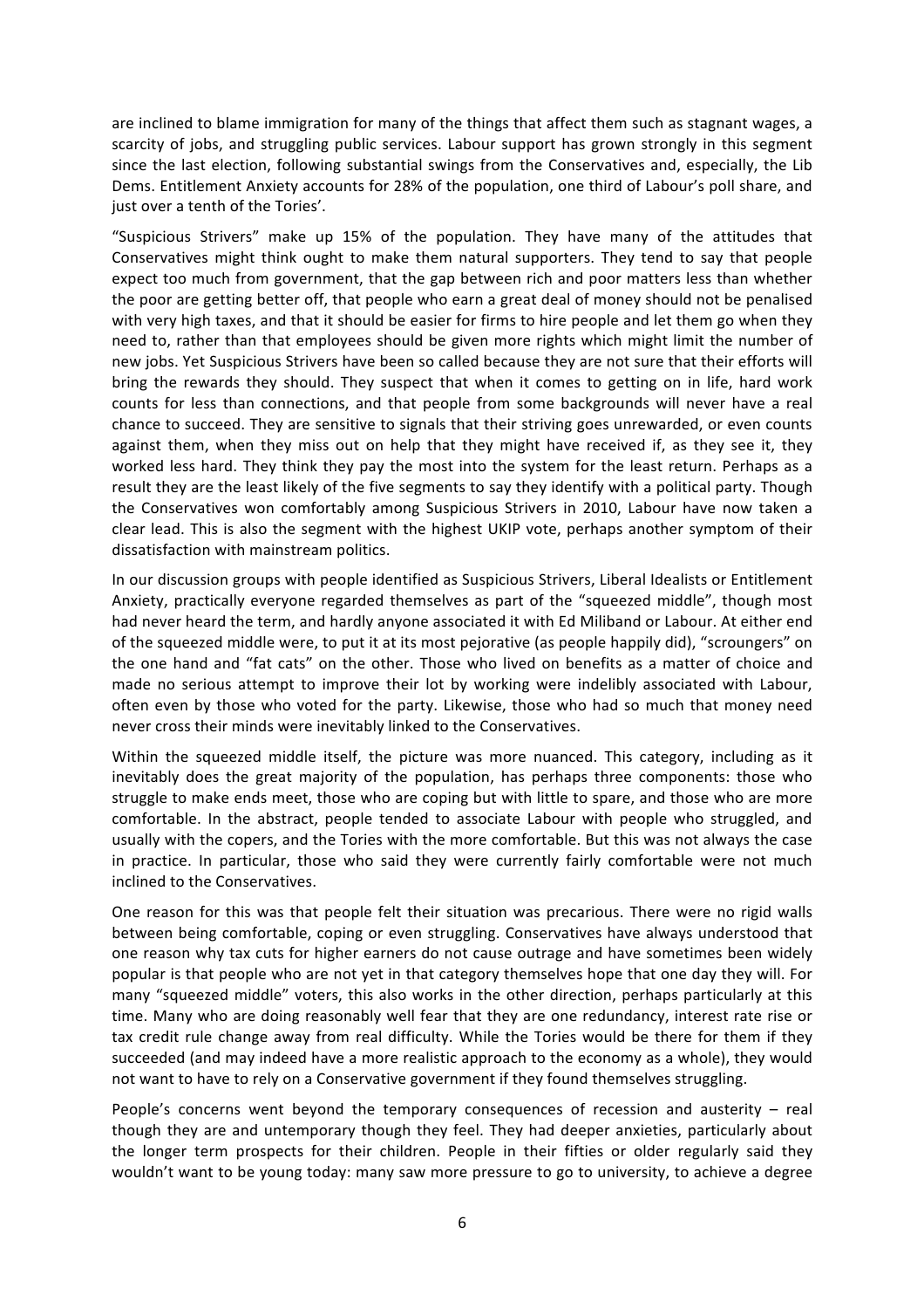are inclined to blame immigration for many of the things that affect them such as stagnant wages, a scarcity of jobs, and struggling public services. Labour support has grown strongly in this segment since the last election, following substantial swings from the Conservatives and, especially, the Lib Dems. Entitlement Anxiety accounts for 28% of the population, one third of Labour's poll share, and just over a tenth of the Tories'.

"Suspicious Strivers" make up 15% of the population. They have many of the attitudes that Conservatives might think ought to make them natural supporters. They tend to say that people expect too much from government, that the gap between rich and poor matters less than whether the poor are getting better off, that people who earn a great deal of money should not be penalised with very high taxes, and that it should be easier for firms to hire people and let them go when they need to, rather than that employees should be given more rights which might limit the number of new jobs. Yet Suspicious Strivers have been so called because they are not sure that their efforts will bring the rewards they should. They suspect that when it comes to getting on in life, hard work counts for less than connections, and that people from some backgrounds will never have a real chance to succeed. They are sensitive to signals that their striving goes unrewarded, or even counts against them, when they miss out on help that they might have received if, as they see it, they worked less hard. They think they pay the most into the system for the least return. Perhaps as a result they are the least likely of the five segments to say they identify with a political party. Though the Conservatives won comfortably among Suspicious Strivers in 2010, Labour have now taken a clear lead. This is also the segment with the highest UKIP vote, perhaps another symptom of their dissatisfaction with mainstream politics.

In our discussion groups with people identified as Suspicious Strivers, Liberal Idealists or Entitlement Anxiety, practically everyone regarded themselves as part of the "squeezed middle", though most had never heard the term, and hardly anyone associated it with Ed Miliband or Labour. At either end of the squeezed middle were, to put it at its most pejorative (as people happily did), "scroungers" on the one hand and "fat cats" on the other. Those who lived on benefits as a matter of choice and made no serious attempt to improve their lot by working were indelibly associated with Labour, often even by those who voted for the party. Likewise, those who had so much that money need never cross their minds were inevitably linked to the Conservatives.

Within the squeezed middle itself, the picture was more nuanced. This category, including as it inevitably does the great majority of the population, has perhaps three components: those who struggle to make ends meet, those who are coping but with little to spare, and those who are more comfortable. In the abstract, people tended to associate Labour with people who struggled, and usually with the copers, and the Tories with the more comfortable. But this was not always the case in practice. In particular, those who said they were currently fairly comfortable were not much inclined to the Conservatives.

One reason for this was that people felt their situation was precarious. There were no rigid walls between being comfortable, coping or even struggling. Conservatives have always understood that one reason why tax cuts for higher earners do not cause outrage and have sometimes been widely popular is that people who are not yet in that category themselves hope that one day they will. For many "squeezed middle" voters, this also works in the other direction, perhaps particularly at this time. Many who are doing reasonably well fear that they are one redundancy, interest rate rise or tax credit rule change away from real difficulty. While the Tories would be there for them if they succeeded (and may indeed have a more realistic approach to the economy as a whole), they would not want to have to rely on a Conservative government if they found themselves struggling.

People's concerns went beyond the temporary consequences of recession and austerity – real though they are and untemporary though they feel. They had deeper anxieties, particularly about the longer term prospects for their children. People in their fifties or older regularly said they wouldn't want to be young today: many saw more pressure to go to university, to achieve a degree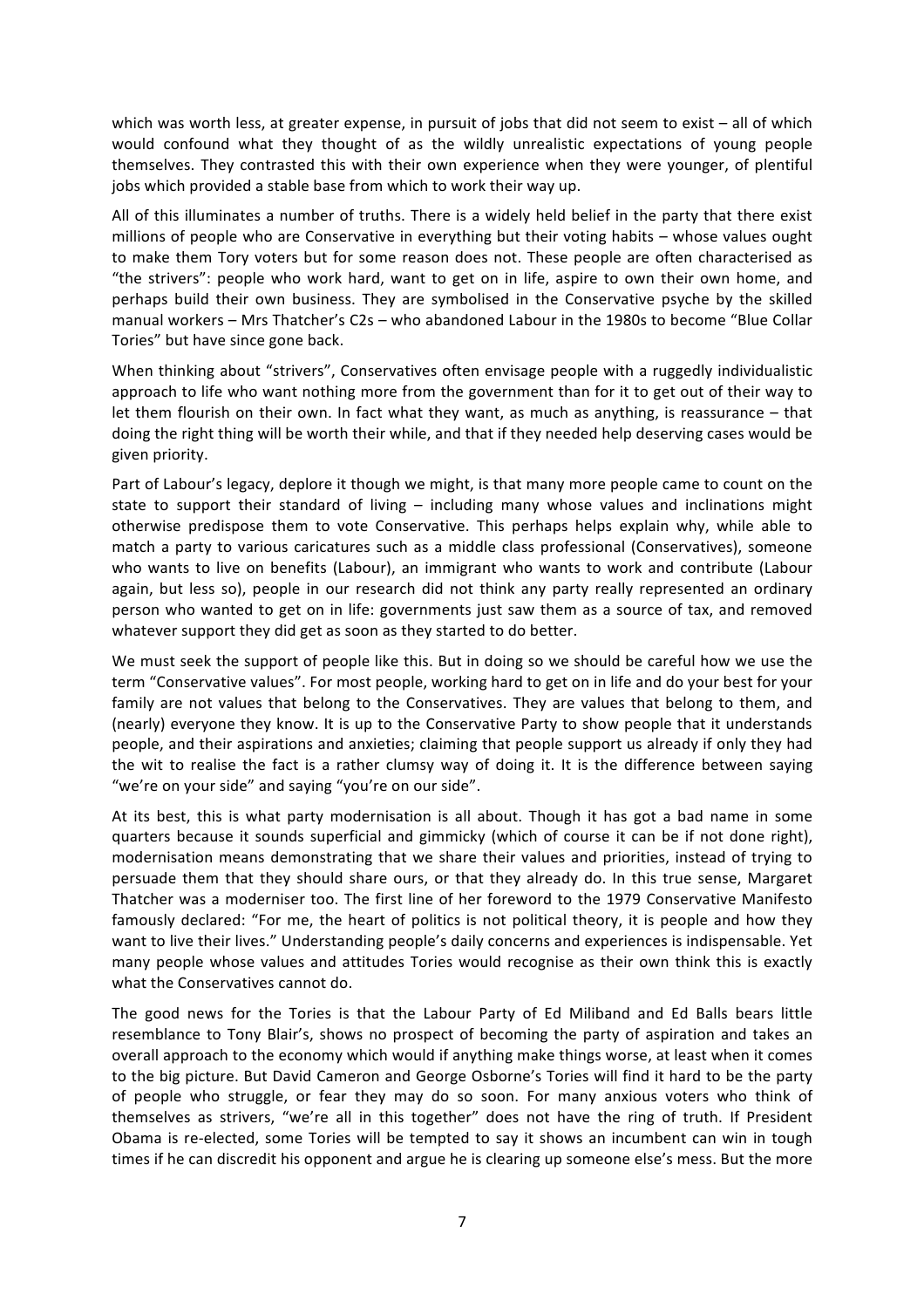which was worth less, at greater expense, in pursuit of jobs that did not seem to exist – all of which would confound what they thought of as the wildly unrealistic expectations of young people themselves. They contrasted this with their own experience when they were younger, of plentiful jobs which provided a stable base from which to work their way up.

All of this illuminates a number of truths. There is a widely held belief in the party that there exist millions of people who are Conservative in everything but their voting habits – whose values ought to make them Tory voters but for some reason does not. These people are often characterised as "the strivers": people who work hard, want to get on in life, aspire to own their own home, and perhaps build their own business. They are symbolised in the Conservative psyche by the skilled manual workers – Mrs Thatcher's C2s – who abandoned Labour in the 1980s to become "Blue Collar Tories" but have since gone back.

When thinking about "strivers", Conservatives often envisage people with a ruggedly individualistic approach to life who want nothing more from the government than for it to get out of their way to let them flourish on their own. In fact what they want, as much as anything, is reassurance – that doing the right thing will be worth their while, and that if they needed help deserving cases would be given priority.

Part of Labour's legacy, deplore it though we might, is that many more people came to count on the state to support their standard of living – including many whose values and inclinations might otherwise predispose them to vote Conservative. This perhaps helps explain why, while able to match a party to various caricatures such as a middle class professional (Conservatives), someone who wants to live on benefits (Labour), an immigrant who wants to work and contribute (Labour again, but less so), people in our research did not think any party really represented an ordinary person who wanted to get on in life: governments just saw them as a source of tax, and removed whatever support they did get as soon as they started to do better.

We must seek the support of people like this. But in doing so we should be careful how we use the term "Conservative values". For most people, working hard to get on in life and do your best for your family are not values that belong to the Conservatives. They are values that belong to them, and (nearly) everyone they know. It is up to the Conservative Party to show people that it understands people, and their aspirations and anxieties; claiming that people support us already if only they had the wit to realise the fact is a rather clumsy way of doing it. It is the difference between saying "we're on your side" and saying "you're on our side".

At its best, this is what party modernisation is all about. Though it has got a bad name in some quarters because it sounds superficial and gimmicky (which of course it can be if not done right), modernisation means demonstrating that we share their values and priorities, instead of trying to persuade them that they should share ours, or that they already do. In this true sense, Margaret Thatcher was a moderniser too. The first line of her foreword to the 1979 Conservative Manifesto famously declared: "For me, the heart of politics is not political theory, it is people and how they want to live their lives." Understanding people's daily concerns and experiences is indispensable. Yet many people whose values and attitudes Tories would recognise as their own think this is exactly what the Conservatives cannot do.

The good news for the Tories is that the Labour Party of Ed Miliband and Ed Balls bears little resemblance to Tony Blair's, shows no prospect of becoming the party of aspiration and takes an overall approach to the economy which would if anything make things worse, at least when it comes to the big picture. But David Cameron and George Osborne's Tories will find it hard to be the party of people who struggle, or fear they may do so soon. For many anxious voters who think of themselves as strivers, "we're all in this together" does not have the ring of truth. If President Obama is re-elected, some Tories will be tempted to say it shows an incumbent can win in tough times if he can discredit his opponent and argue he is clearing up someone else's mess. But the more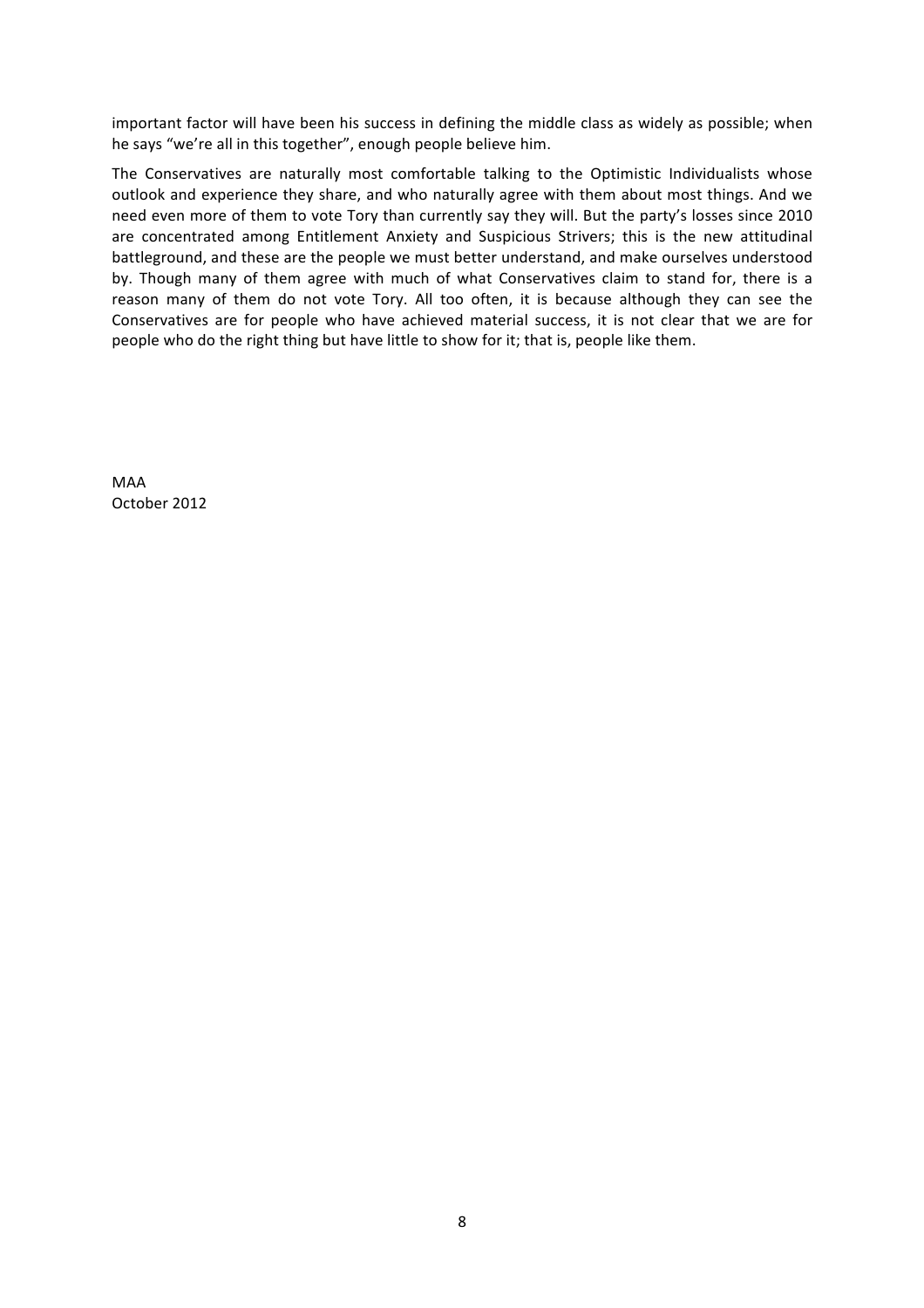important factor will have been his success in defining the middle class as widely as possible; when he says “we’re all in this together”, enough people believe him.

The Conservatives are naturally most comfortable talking to the Optimistic Individualists whose outlook and experience they share, and who naturally agree with them about most things. And we need even more of them to vote Tory than currently say they will. But the party’s losses since 2010 are concentrated among Entitlement Anxiety and Suspicious Strivers; this is the new attitudinal battleground, and these are the people we must better understand, and make ourselves understood by. Though many of them agree with much of what Conservatives claim to stand for, there is a reason many of them do not vote Tory. All too often, it is because although they can see the Conservatives are for people who have achieved material success, it is not clear that we are for people who do the right thing but have little to show for it; that is, people like them.

MAA
October 2012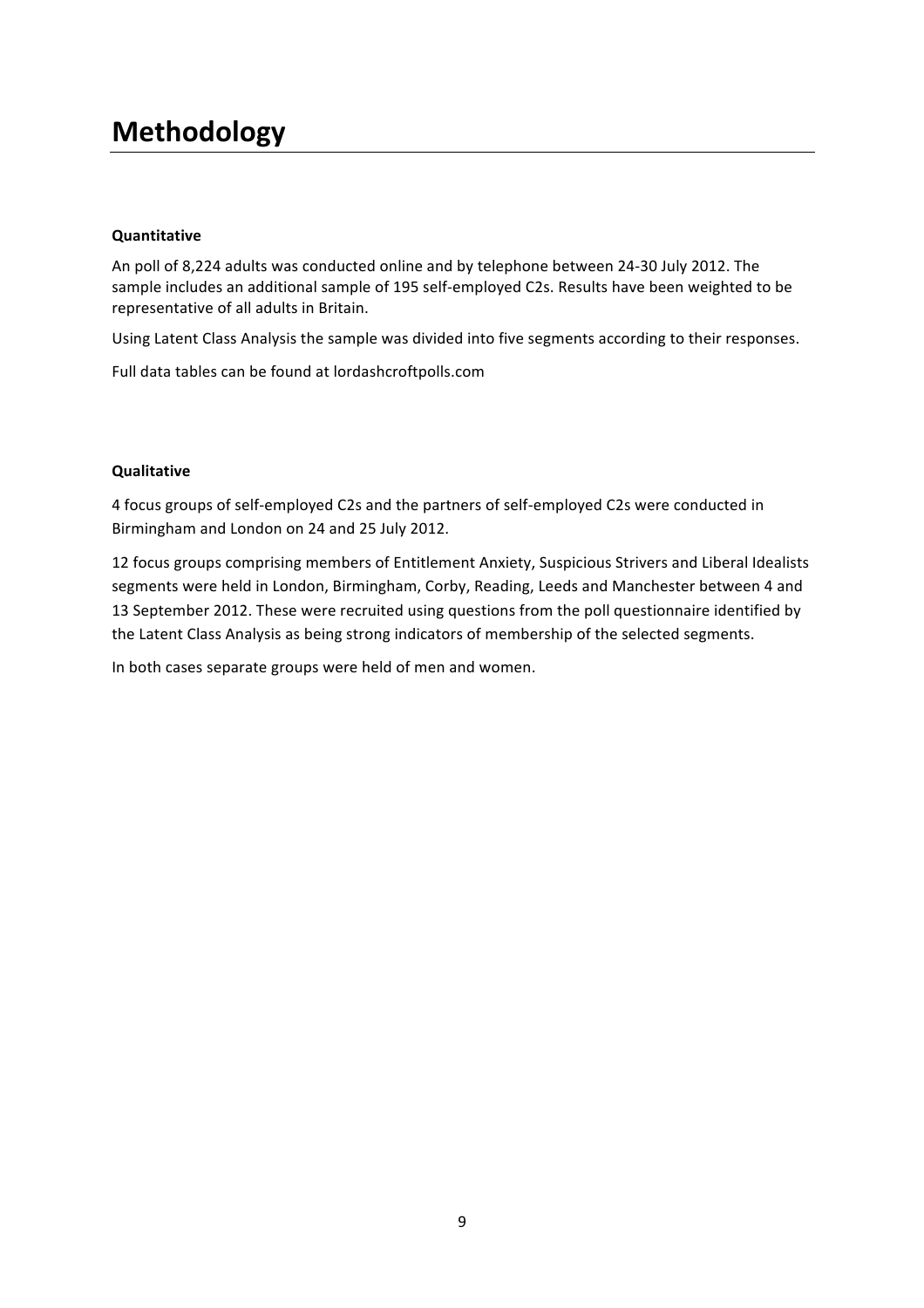# Methodology

**Quantitative**

An poll of 8,224 adults was conducted online and by telephone between 24-30 July 2012. The sample includes an additional sample of 195 self-employed C2s. Results have been weighted to be representative of all adults in Britain.

Using Latent Class Analysis the sample was divided into five segments according to their responses.

Full data tables can be found at lordashcroftpolls.com

**Qualitative**

4 focus groups of self-employed C2s and the partners of self-employed C2s were conducted in Birmingham and London on 24 and 25 July 2012.

12 focus groups comprising members of Entitlement Anxiety, Suspicious Strivers and Liberal Idealists segments were held in London, Birmingham, Corby, Reading, Leeds and Manchester between 4 and 13 September 2012. These were recruited using questions from the poll questionnaire identified by the Latent Class Analysis as being strong indicators of membership of the selected segments.

In both cases separate groups were held of men and women.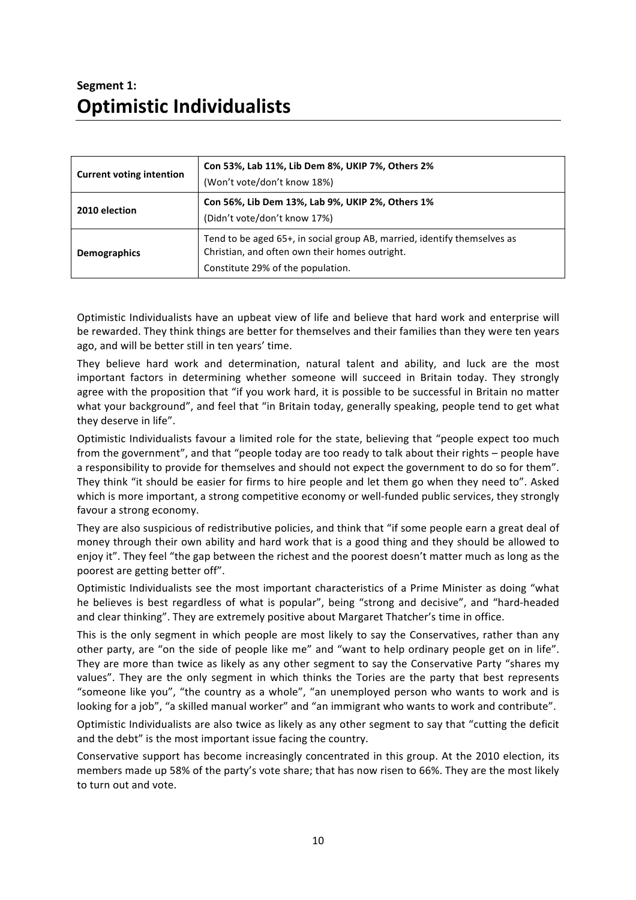## Segment 1:
# Optimistic Individualists

| | |
|---|---|
| **Current voting intention** | **Con 53%, Lab 11%, Lib Dem 8%, UKIP 7%, Others 2%**<br>(Won't vote/don't know 18%) |
| **2010 election** | **Con 56%, Lib Dem 13%, Lab 9%, UKIP 2%, Others 1%**<br>(Didn't vote/don't know 17%) |
| **Demographics** | Tend to be aged 65+, in social group AB, married, identify themselves as Christian, and often own their homes outright.<br>Constitute 29% of the population. |

Optimistic Individualists have an upbeat view of life and believe that hard work and enterprise will be rewarded. They think things are better for themselves and their families than they were ten years ago, and will be better still in ten years' time.

They believe hard work and determination, natural talent and ability, and luck are the most important factors in determining whether someone will succeed in Britain today. They strongly agree with the proposition that "if you work hard, it is possible to be successful in Britain no matter what your background", and feel that "in Britain today, generally speaking, people tend to get what they deserve in life".

Optimistic Individualists favour a limited role for the state, believing that "people expect too much from the government", and that "people today are too ready to talk about their rights – people have a responsibility to provide for themselves and should not expect the government to do so for them". They think "it should be easier for firms to hire people and let them go when they need to". Asked which is more important, a strong competitive economy or well-funded public services, they strongly favour a strong economy.

They are also suspicious of redistributive policies, and think that "if some people earn a great deal of money through their own ability and hard work that is a good thing and they should be allowed to enjoy it". They feel "the gap between the richest and the poorest doesn't matter much as long as the poorest are getting better off".

Optimistic Individualists see the most important characteristics of a Prime Minister as doing "what he believes is best regardless of what is popular", being "strong and decisive", and "hard-headed and clear thinking". They are extremely positive about Margaret Thatcher's time in office.

This is the only segment in which people are most likely to say the Conservatives, rather than any other party, are "on the side of people like me" and "want to help ordinary people get on in life". They are more than twice as likely as any other segment to say the Conservative Party "shares my values". They are the only segment in which thinks the Tories are the party that best represents "someone like you", "the country as a whole", "an unemployed person who wants to work and is looking for a job", "a skilled manual worker" and "an immigrant who wants to work and contribute".

Optimistic Individualists are also twice as likely as any other segment to say that "cutting the deficit and the debt" is the most important issue facing the country.

Conservative support has become increasingly concentrated in this group. At the 2010 election, its members made up 58% of the party's vote share; that has now risen to 66%. They are the most likely to turn out and vote.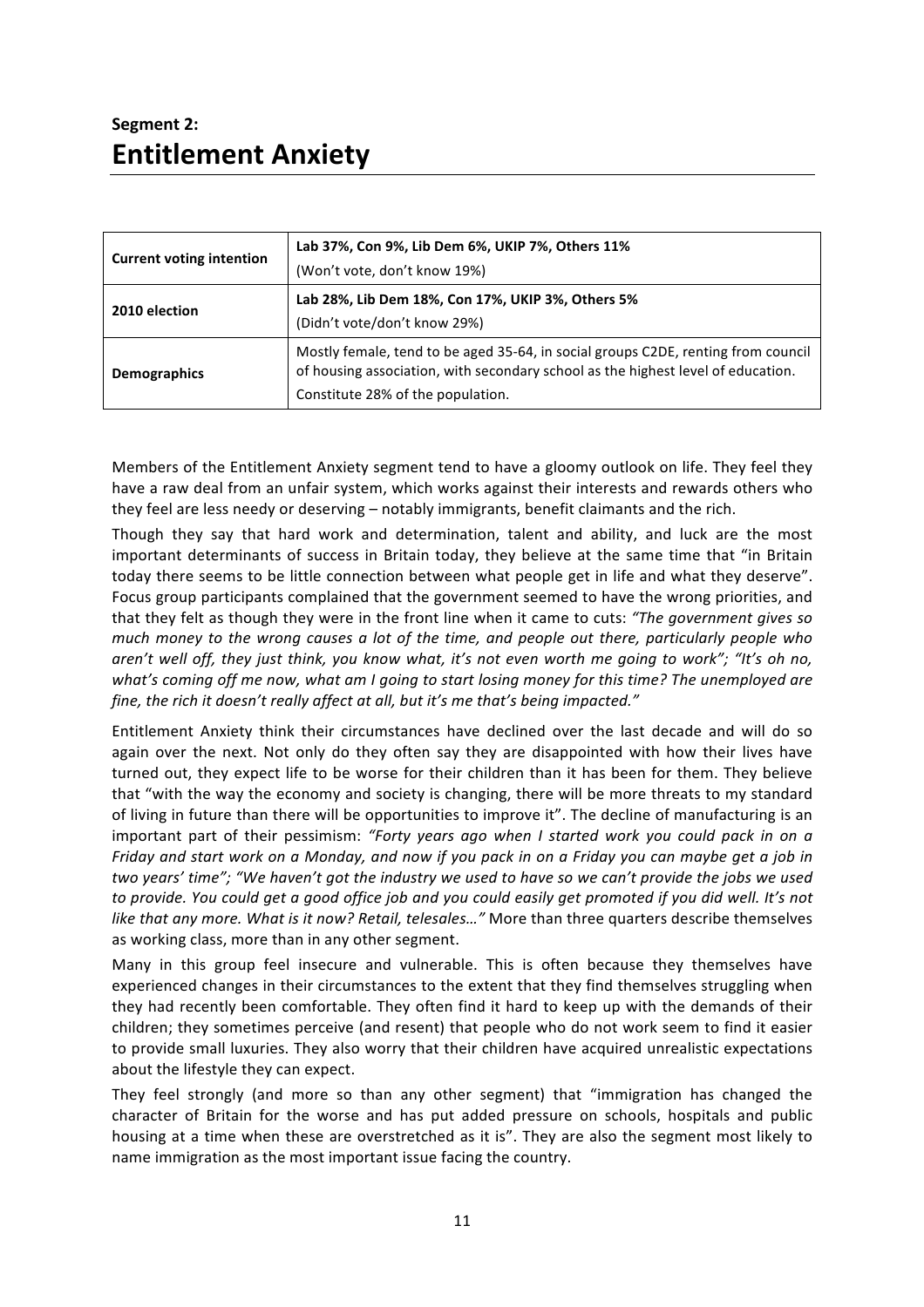**Segment 2:**

# Entitlement Anxiety

| | |
|---|---|
| **Current voting intention** | **Lab 37%, Con 9%, Lib Dem 6%, UKIP 7%, Others 11%**<br>(Won't vote, don't know 19%) |
| **2010 election** | **Lab 28%, Lib Dem 18%, Con 17%, UKIP 3%, Others 5%**<br>(Didn't vote/don't know 29%) |
| **Demographics** | Mostly female, tend to be aged 35-64, in social groups C2DE, renting from council of housing association, with secondary school as the highest level of education.<br>Constitute 28% of the population. |

Members of the Entitlement Anxiety segment tend to have a gloomy outlook on life. They feel they have a raw deal from an unfair system, which works against their interests and rewards others who they feel are less needy or deserving – notably immigrants, benefit claimants and the rich.

Though they say that hard work and determination, talent and ability, and luck are the most important determinants of success in Britain today, they believe at the same time that "in Britain today there seems to be little connection between what people get in life and what they deserve". Focus group participants complained that the government seemed to have the wrong priorities, and that they felt as though they were in the front line when it came to cuts: *"The government gives so much money to the wrong causes a lot of the time, and people out there, particularly people who aren't well off, they just think, you know what, it's not even worth me going to work"; "It's oh no, what's coming off me now, what am I going to start losing money for this time? The unemployed are fine, the rich it doesn't really affect at all, but it's me that's being impacted."*

Entitlement Anxiety think their circumstances have declined over the last decade and will do so again over the next. Not only do they often say they are disappointed with how their lives have turned out, they expect life to be worse for their children than it has been for them. They believe that "with the way the economy and society is changing, there will be more threats to my standard of living in future than there will be opportunities to improve it". The decline of manufacturing is an important part of their pessimism: *"Forty years ago when I started work you could pack in on a Friday and start work on a Monday, and now if you pack in on a Friday you can maybe get a job in two years' time"; "We haven't got the industry we used to have so we can't provide the jobs we used to provide. You could get a good office job and you could easily get promoted if you did well. It's not like that any more. What is it now? Retail, telesales…"* More than three quarters describe themselves as working class, more than in any other segment.

Many in this group feel insecure and vulnerable. This is often because they themselves have experienced changes in their circumstances to the extent that they find themselves struggling when they had recently been comfortable. They often find it hard to keep up with the demands of their children; they sometimes perceive (and resent) that people who do not work seem to find it easier to provide small luxuries. They also worry that their children have acquired unrealistic expectations about the lifestyle they can expect.

They feel strongly (and more so than any other segment) that "immigration has changed the character of Britain for the worse and has put added pressure on schools, hospitals and public housing at a time when these are overstretched as it is". They are also the segment most likely to name immigration as the most important issue facing the country.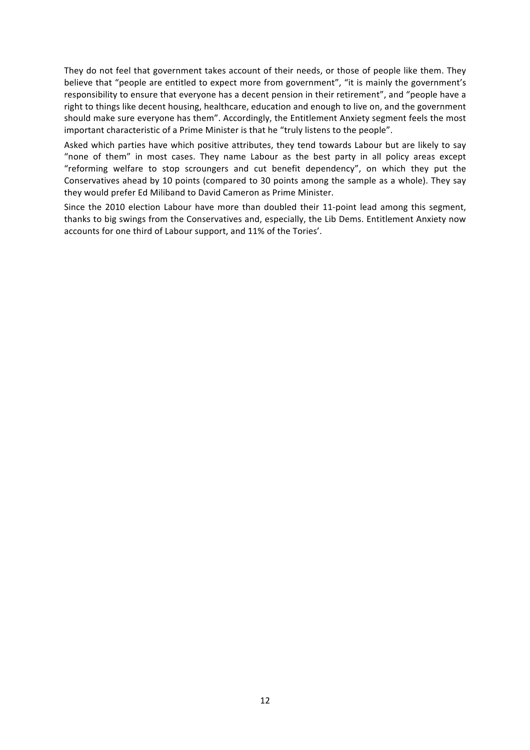They do not feel that government takes account of their needs, or those of people like them. They believe that "people are entitled to expect more from government", "it is mainly the government's responsibility to ensure that everyone has a decent pension in their retirement", and "people have a right to things like decent housing, healthcare, education and enough to live on, and the government should make sure everyone has them". Accordingly, the Entitlement Anxiety segment feels the most important characteristic of a Prime Minister is that he "truly listens to the people".

Asked which parties have which positive attributes, they tend towards Labour but are likely to say "none of them" in most cases. They name Labour as the best party in all policy areas except "reforming welfare to stop scroungers and cut benefit dependency", on which they put the Conservatives ahead by 10 points (compared to 30 points among the sample as a whole). They say they would prefer Ed Miliband to David Cameron as Prime Minister.

Since the 2010 election Labour have more than doubled their 11-point lead among this segment, thanks to big swings from the Conservatives and, especially, the Lib Dems. Entitlement Anxiety now accounts for one third of Labour support, and 11% of the Tories'.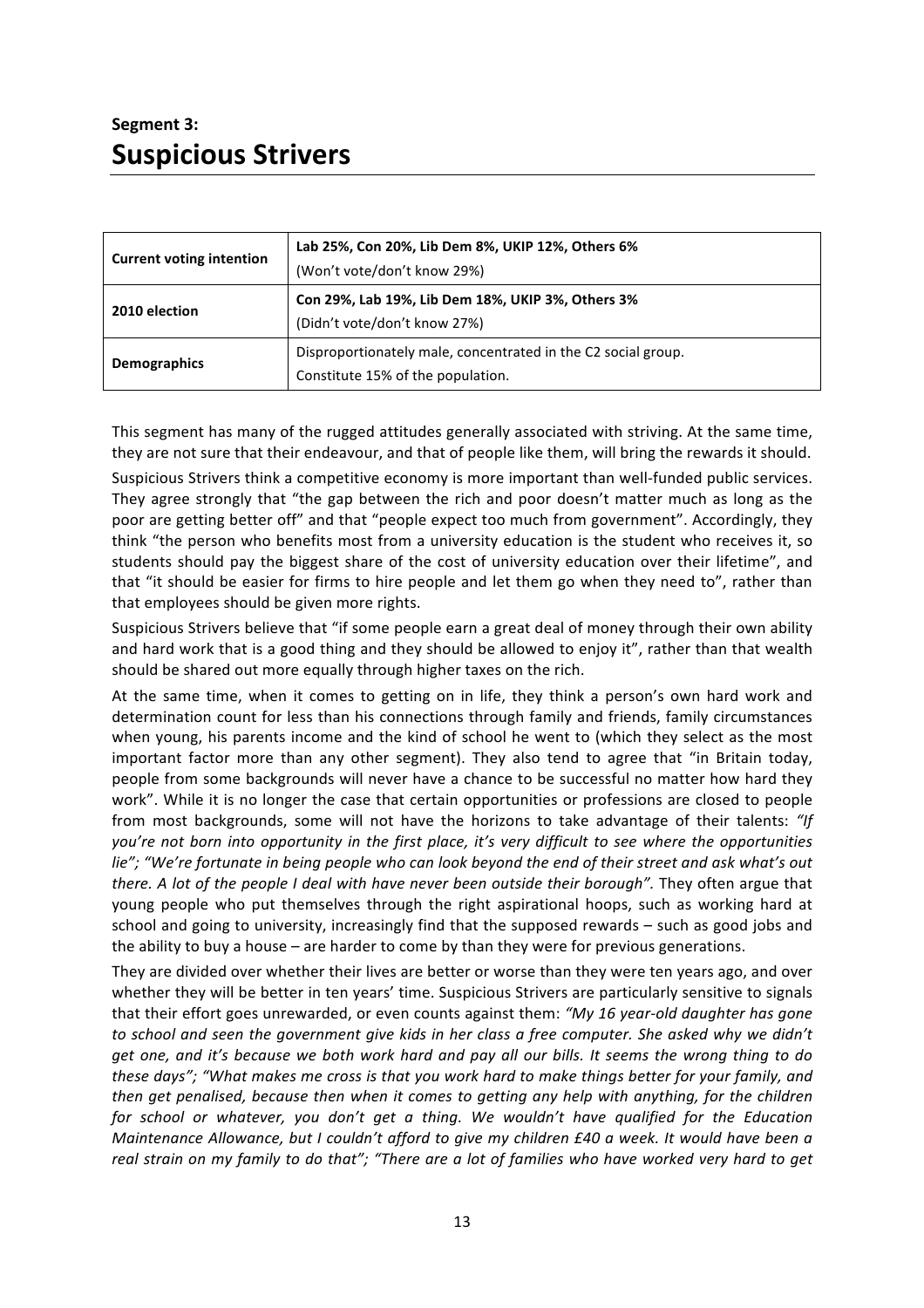## Segment 3:
# Suspicious Strivers

| | |
|---|---|
| **Current voting intention** | **Lab 25%, Con 20%, Lib Dem 8%, UKIP 12%, Others 6%** (Won't vote/don't know 29%) |
| **2010 election** | **Con 29%, Lab 19%, Lib Dem 18%, UKIP 3%, Others 3%** (Didn't vote/don't know 27%) |
| **Demographics** | Disproportionately male, concentrated in the C2 social group. Constitute 15% of the population. |

This segment has many of the rugged attitudes generally associated with striving. At the same time, they are not sure that their endeavour, and that of people like them, will bring the rewards it should.

Suspicious Strivers think a competitive economy is more important than well-funded public services. They agree strongly that "the gap between the rich and poor doesn't matter much as long as the poor are getting better off" and that "people expect too much from government". Accordingly, they think "the person who benefits most from a university education is the student who receives it, so students should pay the biggest share of the cost of university education over their lifetime", and that "it should be easier for firms to hire people and let them go when they need to", rather than that employees should be given more rights.

Suspicious Strivers believe that "if some people earn a great deal of money through their own ability and hard work that is a good thing and they should be allowed to enjoy it", rather than that wealth should be shared out more equally through higher taxes on the rich.

At the same time, when it comes to getting on in life, they think a person's own hard work and determination count for less than his connections through family and friends, family circumstances when young, his parents income and the kind of school he went to (which they select as the most important factor more than any other segment). They also tend to agree that "in Britain today, people from some backgrounds will never have a chance to be successful no matter how hard they work". While it is no longer the case that certain opportunities or professions are closed to people from most backgrounds, some will not have the horizons to take advantage of their talents: *"If you're not born into opportunity in the first place, it's very difficult to see where the opportunities lie"; "We're fortunate in being people who can look beyond the end of their street and ask what's out there. A lot of the people I deal with have never been outside their borough".* They often argue that young people who put themselves through the right aspirational hoops, such as working hard at school and going to university, increasingly find that the supposed rewards – such as good jobs and the ability to buy a house – are harder to come by than they were for previous generations.

They are divided over whether their lives are better or worse than they were ten years ago, and over whether they will be better in ten years' time. Suspicious Strivers are particularly sensitive to signals that their effort goes unrewarded, or even counts against them: *"My 16 year-old daughter has gone to school and seen the government give kids in her class a free computer. She asked why we didn't get one, and it's because we both work hard and pay all our bills. It seems the wrong thing to do these days"; "What makes me cross is that you work hard to make things better for your family, and then get penalised, because then when it comes to getting any help with anything, for the children for school or whatever, you don't get a thing. We wouldn't have qualified for the Education Maintenance Allowance, but I couldn't afford to give my children £40 a week. It would have been a real strain on my family to do that"; "There are a lot of families who have worked very hard to get*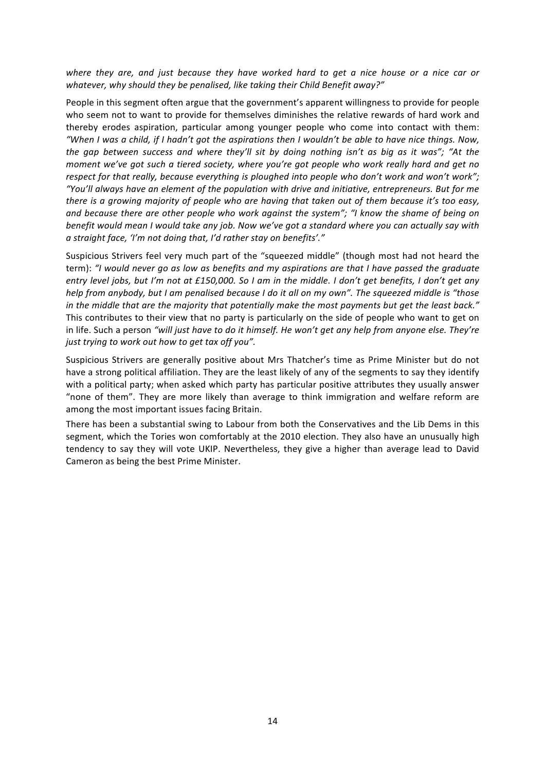*where they are, and just because they have worked hard to get a nice house or a nice car or whatever, why should they be penalised, like taking their Child Benefit away?"*

People in this segment often argue that the government's apparent willingness to provide for people who seem not to want to provide for themselves diminishes the relative rewards of hard work and thereby erodes aspiration, particular among younger people who come into contact with them: *"When I was a child, if I hadn't got the aspirations then I wouldn't be able to have nice things. Now, the gap between success and where they'll sit by doing nothing isn't as big as it was"; "At the moment we've got such a tiered society, where you're got people who work really hard and get no respect for that really, because everything is ploughed into people who don't work and won't work"; "You'll always have an element of the population with drive and initiative, entrepreneurs. But for me there is a growing majority of people who are having that taken out of them because it's too easy, and because there are other people who work against the system"; "I know the shame of being on benefit would mean I would take any job. Now we've got a standard where you can actually say with a straight face, 'I'm not doing that, I'd rather stay on benefits'."*

Suspicious Strivers feel very much part of the "squeezed middle" (though most had not heard the term): *"I would never go as low as benefits and my aspirations are that I have passed the graduate entry level jobs, but I'm not at £150,000. So I am in the middle. I don't get benefits, I don't get any help from anybody, but I am penalised because I do it all on my own". The squeezed middle is "those in the middle that are the majority that potentially make the most payments but get the least back."* This contributes to their view that no party is particularly on the side of people who want to get on in life. Such a person *"will just have to do it himself. He won't get any help from anyone else. They're just trying to work out how to get tax off you"*.

Suspicious Strivers are generally positive about Mrs Thatcher's time as Prime Minister but do not have a strong political affiliation. They are the least likely of any of the segments to say they identify with a political party; when asked which party has particular positive attributes they usually answer "none of them". They are more likely than average to think immigration and welfare reform are among the most important issues facing Britain.

There has been a substantial swing to Labour from both the Conservatives and the Lib Dems in this segment, which the Tories won comfortably at the 2010 election. They also have an unusually high tendency to say they will vote UKIP. Nevertheless, they give a higher than average lead to David Cameron as being the best Prime Minister.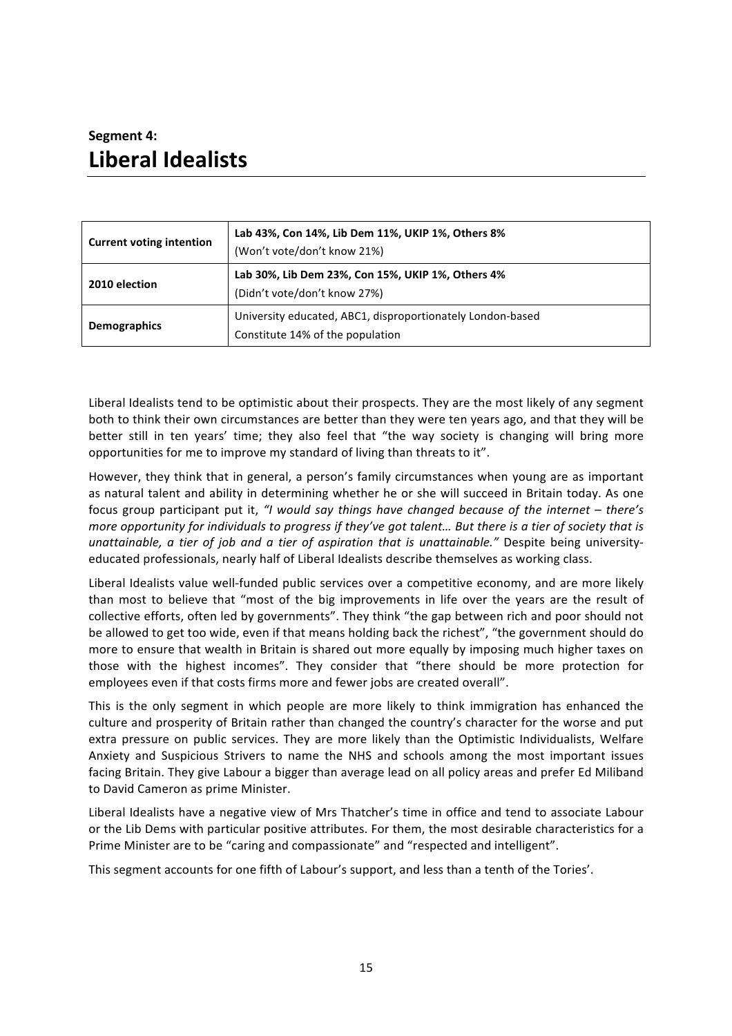## Segment 4:
# Liberal Idealists

| **Current voting intention** | **Lab 43%, Con 14%, Lib Dem 11%, UKIP 1%, Others 8%** (Won't vote/don't know 21%) |
|---|---|
| **2010 election** | **Lab 30%, Lib Dem 23%, Con 15%, UKIP 1%, Others 4%** (Didn't vote/don't know 27%) |
| **Demographics** | University educated, ABC1, disproportionately London-based Constitute 14% of the population |

Liberal Idealists tend to be optimistic about their prospects. They are the most likely of any segment both to think their own circumstances are better than they were ten years ago, and that they will be better still in ten years' time; they also feel that "the way society is changing will bring more opportunities for me to improve my standard of living than threats to it".

However, they think that in general, a person's family circumstances when young are as important as natural talent and ability in determining whether he or she will succeed in Britain today. As one focus group participant put it, *"I would say things have changed because of the internet – there's more opportunity for individuals to progress if they've got talent… But there is a tier of society that is unattainable, a tier of job and a tier of aspiration that is unattainable."* Despite being university-educated professionals, nearly half of Liberal Idealists describe themselves as working class.

Liberal Idealists value well-funded public services over a competitive economy, and are more likely than most to believe that "most of the big improvements in life over the years are the result of collective efforts, often led by governments". They think "the gap between rich and poor should not be allowed to get too wide, even if that means holding back the richest", "the government should do more to ensure that wealth in Britain is shared out more equally by imposing much higher taxes on those with the highest incomes". They consider that "there should be more protection for employees even if that costs firms more and fewer jobs are created overall".

This is the only segment in which people are more likely to think immigration has enhanced the culture and prosperity of Britain rather than changed the country's character for the worse and put extra pressure on public services. They are more likely than the Optimistic Individualists, Welfare Anxiety and Suspicious Strivers to name the NHS and schools among the most important issues facing Britain. They give Labour a bigger than average lead on all policy areas and prefer Ed Miliband to David Cameron as prime Minister.

Liberal Idealists have a negative view of Mrs Thatcher's time in office and tend to associate Labour or the Lib Dems with particular positive attributes. For them, the most desirable characteristics for a Prime Minister are to be "caring and compassionate" and "respected and intelligent".

This segment accounts for one fifth of Labour's support, and less than a tenth of the Tories'.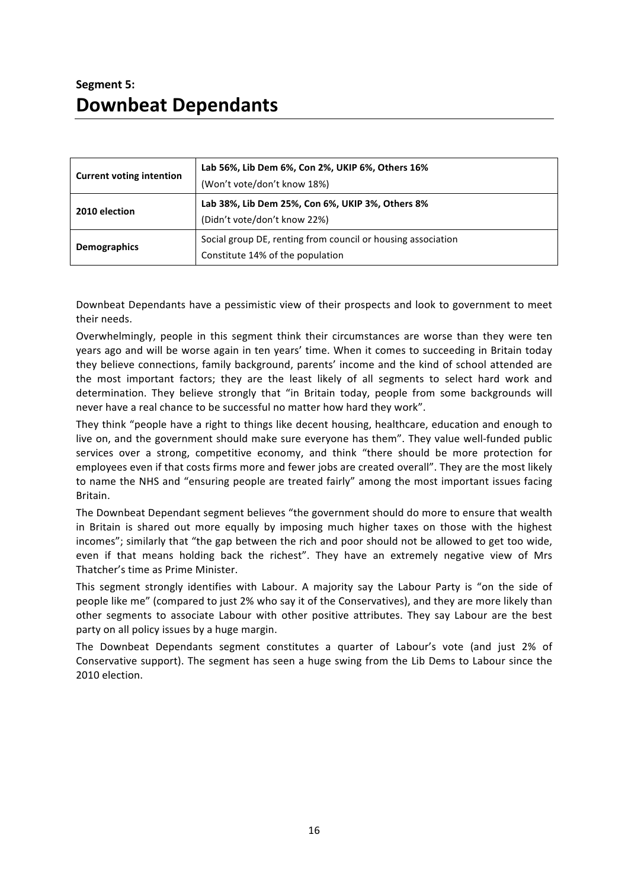## Segment 5:
# Downbeat Dependants

| | |
|---|---|
| **Current voting intention** | **Lab 56%, Lib Dem 6%, Con 2%, UKIP 6%, Others 16%**<br>(Won't vote/don't know 18%) |
| **2010 election** | **Lab 38%, Lib Dem 25%, Con 6%, UKIP 3%, Others 8%**<br>(Didn't vote/don't know 22%) |
| **Demographics** | Social group DE, renting from council or housing association<br>Constitute 14% of the population |

Downbeat Dependants have a pessimistic view of their prospects and look to government to meet their needs.

Overwhelmingly, people in this segment think their circumstances are worse than they were ten years ago and will be worse again in ten years' time. When it comes to succeeding in Britain today they believe connections, family background, parents' income and the kind of school attended are the most important factors; they are the least likely of all segments to select hard work and determination. They believe strongly that "in Britain today, people from some backgrounds will never have a real chance to be successful no matter how hard they work".

They think "people have a right to things like decent housing, healthcare, education and enough to live on, and the government should make sure everyone has them". They value well-funded public services over a strong, competitive economy, and think "there should be more protection for employees even if that costs firms more and fewer jobs are created overall". They are the most likely to name the NHS and "ensuring people are treated fairly" among the most important issues facing Britain.

The Downbeat Dependant segment believes "the government should do more to ensure that wealth in Britain is shared out more equally by imposing much higher taxes on those with the highest incomes"; similarly that "the gap between the rich and poor should not be allowed to get too wide, even if that means holding back the richest". They have an extremely negative view of Mrs Thatcher's time as Prime Minister.

This segment strongly identifies with Labour. A majority say the Labour Party is "on the side of people like me" (compared to just 2% who say it of the Conservatives), and they are more likely than other segments to associate Labour with other positive attributes. They say Labour are the best party on all policy issues by a huge margin.

The Downbeat Dependants segment constitutes a quarter of Labour's vote (and just 2% of Conservative support). The segment has seen a huge swing from the Lib Dems to Labour since the 2010 election.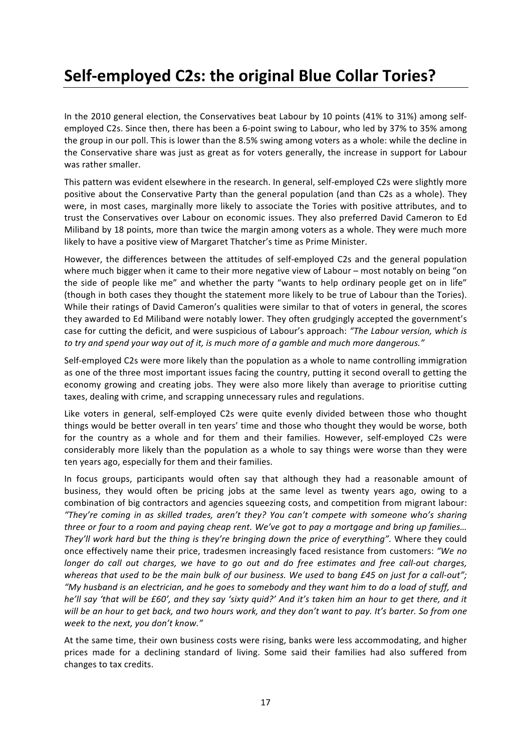# Self-employed C2s: the original Blue Collar Tories?

In the 2010 general election, the Conservatives beat Labour by 10 points (41% to 31%) among self-employed C2s. Since then, there has been a 6-point swing to Labour, who led by 37% to 35% among the group in our poll. This is lower than the 8.5% swing among voters as a whole: while the decline in the Conservative share was just as great as for voters generally, the increase in support for Labour was rather smaller.

This pattern was evident elsewhere in the research. In general, self-employed C2s were slightly more positive about the Conservative Party than the general population (and than C2s as a whole). They were, in most cases, marginally more likely to associate the Tories with positive attributes, and to trust the Conservatives over Labour on economic issues. They also preferred David Cameron to Ed Miliband by 18 points, more than twice the margin among voters as a whole. They were much more likely to have a positive view of Margaret Thatcher's time as Prime Minister.

However, the differences between the attitudes of self-employed C2s and the general population where much bigger when it came to their more negative view of Labour – most notably on being "on the side of people like me" and whether the party "wants to help ordinary people get on in life" (though in both cases they thought the statement more likely to be true of Labour than the Tories). While their ratings of David Cameron's qualities were similar to that of voters in general, the scores they awarded to Ed Miliband were notably lower. They often grudgingly accepted the government's case for cutting the deficit, and were suspicious of Labour's approach: *"The Labour version, which is to try and spend your way out of it, is much more of a gamble and much more dangerous."*

Self-employed C2s were more likely than the population as a whole to name controlling immigration as one of the three most important issues facing the country, putting it second overall to getting the economy growing and creating jobs. They were also more likely than average to prioritise cutting taxes, dealing with crime, and scrapping unnecessary rules and regulations.

Like voters in general, self-employed C2s were quite evenly divided between those who thought things would be better overall in ten years' time and those who thought they would be worse, both for the country as a whole and for them and their families. However, self-employed C2s were considerably more likely than the population as a whole to say things were worse than they were ten years ago, especially for them and their families.

In focus groups, participants would often say that although they had a reasonable amount of business, they would often be pricing jobs at the same level as twenty years ago, owing to a combination of big contractors and agencies squeezing costs, and competition from migrant labour: *"They're coming in as skilled trades, aren't they? You can't compete with someone who's sharing three or four to a room and paying cheap rent. We've got to pay a mortgage and bring up families… They'll work hard but the thing is they're bringing down the price of everything".* Where they could once effectively name their price, tradesmen increasingly faced resistance from customers: *"We no longer do call out charges, we have to go out and do free estimates and free call-out charges, whereas that used to be the main bulk of our business. We used to bang £45 on just for a call-out"; "My husband is an electrician, and he goes to somebody and they want him to do a load of stuff, and he'll say 'that will be £60', and they say 'sixty quid?' And it's taken him an hour to get there, and it will be an hour to get back, and two hours work, and they don't want to pay. It's barter. So from one week to the next, you don't know."*

At the same time, their own business costs were rising, banks were less accommodating, and higher prices made for a declining standard of living. Some said their families had also suffered from changes to tax credits.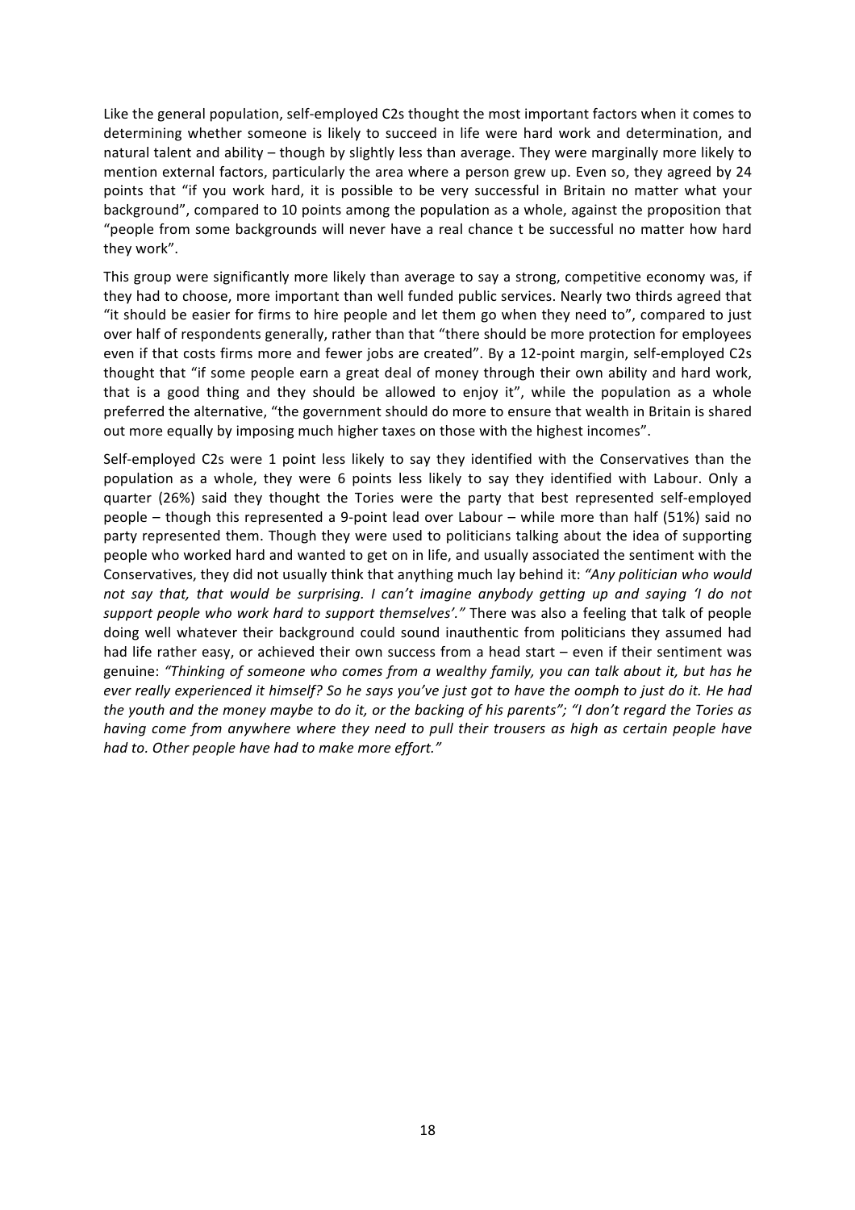Like the general population, self-employed C2s thought the most important factors when it comes to determining whether someone is likely to succeed in life were hard work and determination, and natural talent and ability – though by slightly less than average. They were marginally more likely to mention external factors, particularly the area where a person grew up. Even so, they agreed by 24 points that "if you work hard, it is possible to be very successful in Britain no matter what your background", compared to 10 points among the population as a whole, against the proposition that "people from some backgrounds will never have a real chance t be successful no matter how hard they work".

This group were significantly more likely than average to say a strong, competitive economy was, if they had to choose, more important than well funded public services. Nearly two thirds agreed that "it should be easier for firms to hire people and let them go when they need to", compared to just over half of respondents generally, rather than that "there should be more protection for employees even if that costs firms more and fewer jobs are created". By a 12-point margin, self-employed C2s thought that "if some people earn a great deal of money through their own ability and hard work, that is a good thing and they should be allowed to enjoy it", while the population as a whole preferred the alternative, "the government should do more to ensure that wealth in Britain is shared out more equally by imposing much higher taxes on those with the highest incomes".

Self-employed C2s were 1 point less likely to say they identified with the Conservatives than the population as a whole, they were 6 points less likely to say they identified with Labour. Only a quarter (26%) said they thought the Tories were the party that best represented self-employed people – though this represented a 9-point lead over Labour – while more than half (51%) said no party represented them. Though they were used to politicians talking about the idea of supporting people who worked hard and wanted to get on in life, and usually associated the sentiment with the Conservatives, they did not usually think that anything much lay behind it: *"Any politician who would not say that, that would be surprising. I can't imagine anybody getting up and saying 'I do not support people who work hard to support themselves'."* There was also a feeling that talk of people doing well whatever their background could sound inauthentic from politicians they assumed had had life rather easy, or achieved their own success from a head start – even if their sentiment was genuine: *"Thinking of someone who comes from a wealthy family, you can talk about it, but has he ever really experienced it himself? So he says you've just got to have the oomph to just do it. He had the youth and the money maybe to do it, or the backing of his parents"; "I don't regard the Tories as having come from anywhere where they need to pull their trousers as high as certain people have had to. Other people have had to make more effort."*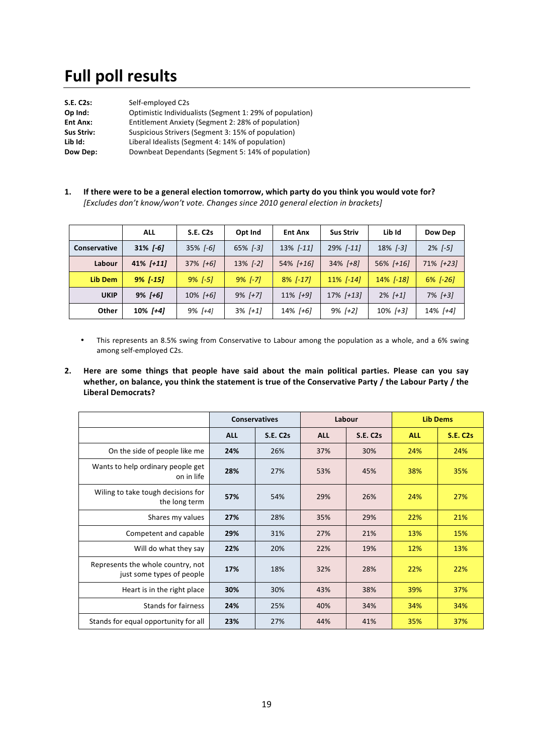# Full poll results

**S.E. C2s:** Self-employed C2s
**Op Ind:** Optimistic Individualists (Segment 1: 29% of population)
**Ent Anx:** Entitlement Anxiety (Segment 2: 28% of population)
**Sus Striv:** Suspicious Strivers (Segment 3: 15% of population)
**Lib Id:** Liberal Idealists (Segment 4: 14% of population)
**Dow Dep:** Downbeat Dependants (Segment 5: 14% of population)

1. **If there were to be a general election tomorrow, which party do you think you would vote for?**
*[Excludes don't know/won't vote. Changes since 2010 general election in brackets]*

| | ALL | S.E. C2s | Opt Ind | Ent Anx | Sus Striv | Lib Id | Dow Dep |
|---|---|---|---|---|---|---|---|
| **Conservative** | **31% *[-6]*** | 35% *[-6]* | 65% *[-3]* | 13% *[-11]* | 29% *[-11]* | 18% *[-3]* | 2% *[-5]* |
| **Labour** | **41% *[+11]*** | 37% *[+6]* | 13% *[-2]* | 54% *[+16]* | 34% *[+8]* | 56% *[+16]* | 71% *[+23]* |
| **Lib Dem** | **9% *[-15]*** | 9% *[-5]* | 9% *[-7]* | 8% *[-17]* | 11% *[-14]* | 14% *[-18]* | 6% *[-26]* |
| **UKIP** | **9% *[+6]*** | 10% *[+6]* | 9% *[+7]* | 11% *[+9]* | 17% *[+13]* | 2% *[+1]* | 7% *[+3]* |
| **Other** | **10% *[+4]*** | 9% *[+4]* | 3% *[+1]* | 14% *[+6]* | 9% *[+2]* | 10% *[+3]* | 14% *[+4]* |

- This represents an 8.5% swing from Conservative to Labour among the population as a whole, and a 6% swing among self-employed C2s.

2. **Here are some things that people have said about the main political parties. Please can you say whether, on balance, you think the statement is true of the Conservative Party / the Labour Party / the Liberal Democrats?**

| | Conservatives | | Labour | | Lib Dems | |
|---|---|---|---|---|---|---|
| | **ALL** | **S.E. C2s** | **ALL** | **S.E. C2s** | **ALL** | **S.E. C2s** |
| On the side of people like me | **24%** | 26% | 37% | 30% | 24% | 24% |
| Wants to help ordinary people get on in life | **28%** | 27% | 53% | 45% | 38% | 35% |
| Wiling to take tough decisions for the long term | **57%** | 54% | 29% | 26% | 24% | 27% |
| Shares my values | **27%** | 28% | 35% | 29% | 22% | 21% |
| Competent and capable | **29%** | 31% | 27% | 21% | 13% | 15% |
| Will do what they say | **22%** | 20% | 22% | 19% | 12% | 13% |
| Represents the whole country, not just some types of people | **17%** | 18% | 32% | 28% | 22% | 22% |
| Heart is in the right place | **30%** | 30% | 43% | 38% | 39% | 37% |
| Stands for fairness | **24%** | 25% | 40% | 34% | 34% | 34% |
| Stands for equal opportunity for all | **23%** | 27% | 44% | 41% | 35% | 37% |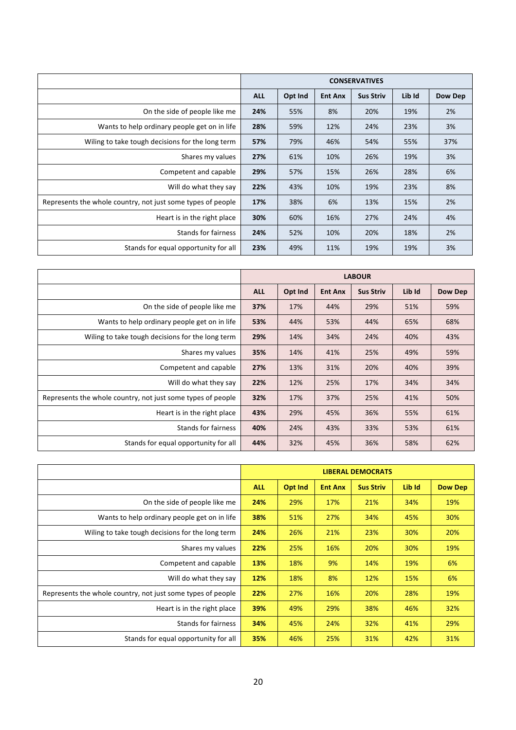| | CONSERVATIVES | | | | | |
|---|---|---|---|---|---|---|
| | **ALL** | **Opt Ind** | **Ent Anx** | **Sus Striv** | **Lib Id** | **Dow Dep** |
| On the side of people like me | **24%** | 55% | 8% | 20% | 19% | 2% |
| Wants to help ordinary people get on in life | **28%** | 59% | 12% | 24% | 23% | 3% |
| Wiling to take tough decisions for the long term | **57%** | 79% | 46% | 54% | 55% | 37% |
| Shares my values | **27%** | 61% | 10% | 26% | 19% | 3% |
| Competent and capable | **29%** | 57% | 15% | 26% | 28% | 6% |
| Will do what they say | **22%** | 43% | 10% | 19% | 23% | 8% |
| Represents the whole country, not just some types of people | **17%** | 38% | 6% | 13% | 15% | 2% |
| Heart is in the right place | **30%** | 60% | 16% | 27% | 24% | 4% |
| Stands for fairness | **24%** | 52% | 10% | 20% | 18% | 2% |
| Stands for equal opportunity for all | **23%** | 49% | 11% | 19% | 19% | 3% |

| | LABOUR | | | | | |
|---|---|---|---|---|---|---|
| | **ALL** | **Opt Ind** | **Ent Anx** | **Sus Striv** | **Lib Id** | **Dow Dep** |
| On the side of people like me | **37%** | 17% | 44% | 29% | 51% | 59% |
| Wants to help ordinary people get on in life | **53%** | 44% | 53% | 44% | 65% | 68% |
| Wiling to take tough decisions for the long term | **29%** | 14% | 34% | 24% | 40% | 43% |
| Shares my values | **35%** | 14% | 41% | 25% | 49% | 59% |
| Competent and capable | **27%** | 13% | 31% | 20% | 40% | 39% |
| Will do what they say | **22%** | 12% | 25% | 17% | 34% | 34% |
| Represents the whole country, not just some types of people | **32%** | 17% | 37% | 25% | 41% | 50% |
| Heart is in the right place | **43%** | 29% | 45% | 36% | 55% | 61% |
| Stands for fairness | **40%** | 24% | 43% | 33% | 53% | 61% |
| Stands for equal opportunity for all | **44%** | 32% | 45% | 36% | 58% | 62% |

| | LIBERAL DEMOCRATS | | | | | |
|---|---|---|---|---|---|---|
| | **ALL** | **Opt Ind** | **Ent Anx** | **Sus Striv** | **Lib Id** | **Dow Dep** |
| On the side of people like me | **24%** | 29% | 17% | 21% | 34% | 19% |
| Wants to help ordinary people get on in life | **38%** | 51% | 27% | 34% | 45% | 30% |
| Wiling to take tough decisions for the long term | **24%** | 26% | 21% | 23% | 30% | 20% |
| Shares my values | **22%** | 25% | 16% | 20% | 30% | 19% |
| Competent and capable | **13%** | 18% | 9% | 14% | 19% | 6% |
| Will do what they say | **12%** | 18% | 8% | 12% | 15% | 6% |
| Represents the whole country, not just some types of people | **22%** | 27% | 16% | 20% | 28% | 19% |
| Heart is in the right place | **39%** | 49% | 29% | 38% | 46% | 32% |
| Stands for fairness | **34%** | 45% | 24% | 32% | 41% | 29% |
| Stands for equal opportunity for all | **35%** | 46% | 25% | 31% | 42% | 31% |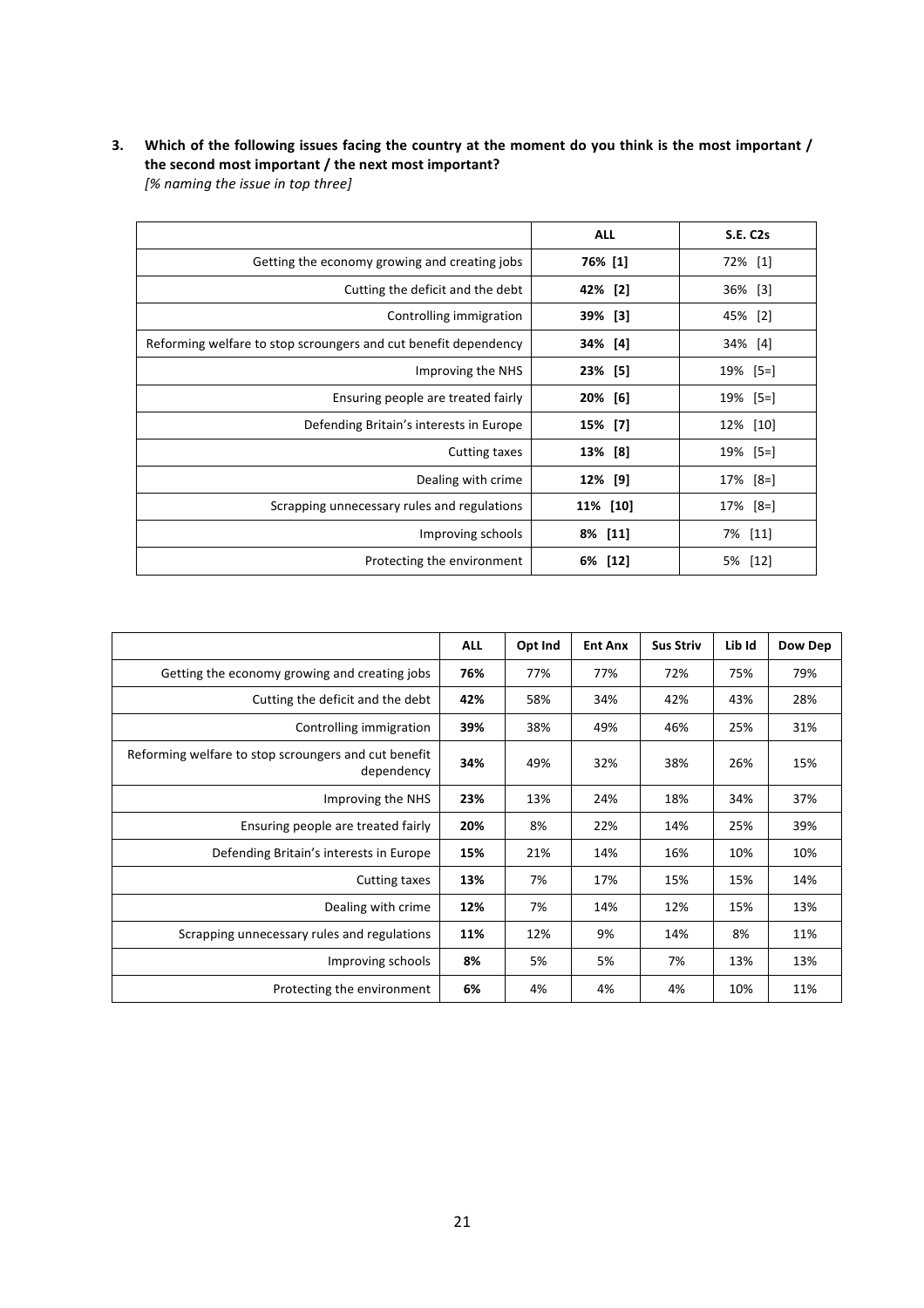**3. Which of the following issues facing the country at the moment do you think is the most important / the second most important / the next most important?**
*[% naming the issue in top three]*

| | **ALL** | **S.E. C2s** |
|---|---|---|
| Getting the economy growing and creating jobs | **76% [1]** | 72% [1] |
| Cutting the deficit and the debt | **42% [2]** | 36% [3] |
| Controlling immigration | **39% [3]** | 45% [2] |
| Reforming welfare to stop scroungers and cut benefit dependency | **34% [4]** | 34% [4] |
| Improving the NHS | **23% [5]** | 19% [5=] |
| Ensuring people are treated fairly | **20% [6]** | 19% [5=] |
| Defending Britain's interests in Europe | **15% [7]** | 12% [10] |
| Cutting taxes | **13% [8]** | 19% [5=] |
| Dealing with crime | **12% [9]** | 17% [8=] |
| Scrapping unnecessary rules and regulations | **11% [10]** | 17% [8=] |
| Improving schools | **8% [11]** | 7% [11] |
| Protecting the environment | **6% [12]** | 5% [12] |

| | **ALL** | **Opt Ind** | **Ent Anx** | **Sus Striv** | **Lib Id** | **Dow Dep** |
|---|---|---|---|---|---|---|
| Getting the economy growing and creating jobs | **76%** | 77% | 77% | 72% | 75% | 79% |
| Cutting the deficit and the debt | **42%** | 58% | 34% | 42% | 43% | 28% |
| Controlling immigration | **39%** | 38% | 49% | 46% | 25% | 31% |
| Reforming welfare to stop scroungers and cut benefit dependency | **34%** | 49% | 32% | 38% | 26% | 15% |
| Improving the NHS | **23%** | 13% | 24% | 18% | 34% | 37% |
| Ensuring people are treated fairly | **20%** | 8% | 22% | 14% | 25% | 39% |
| Defending Britain's interests in Europe | **15%** | 21% | 14% | 16% | 10% | 10% |
| Cutting taxes | **13%** | 7% | 17% | 15% | 15% | 14% |
| Dealing with crime | **12%** | 7% | 14% | 12% | 15% | 13% |
| Scrapping unnecessary rules and regulations | **11%** | 12% | 9% | 14% | 8% | 11% |
| Improving schools | **8%** | 5% | 5% | 7% | 13% | 13% |
| Protecting the environment | **6%** | 4% | 4% | 4% | 10% | 11% |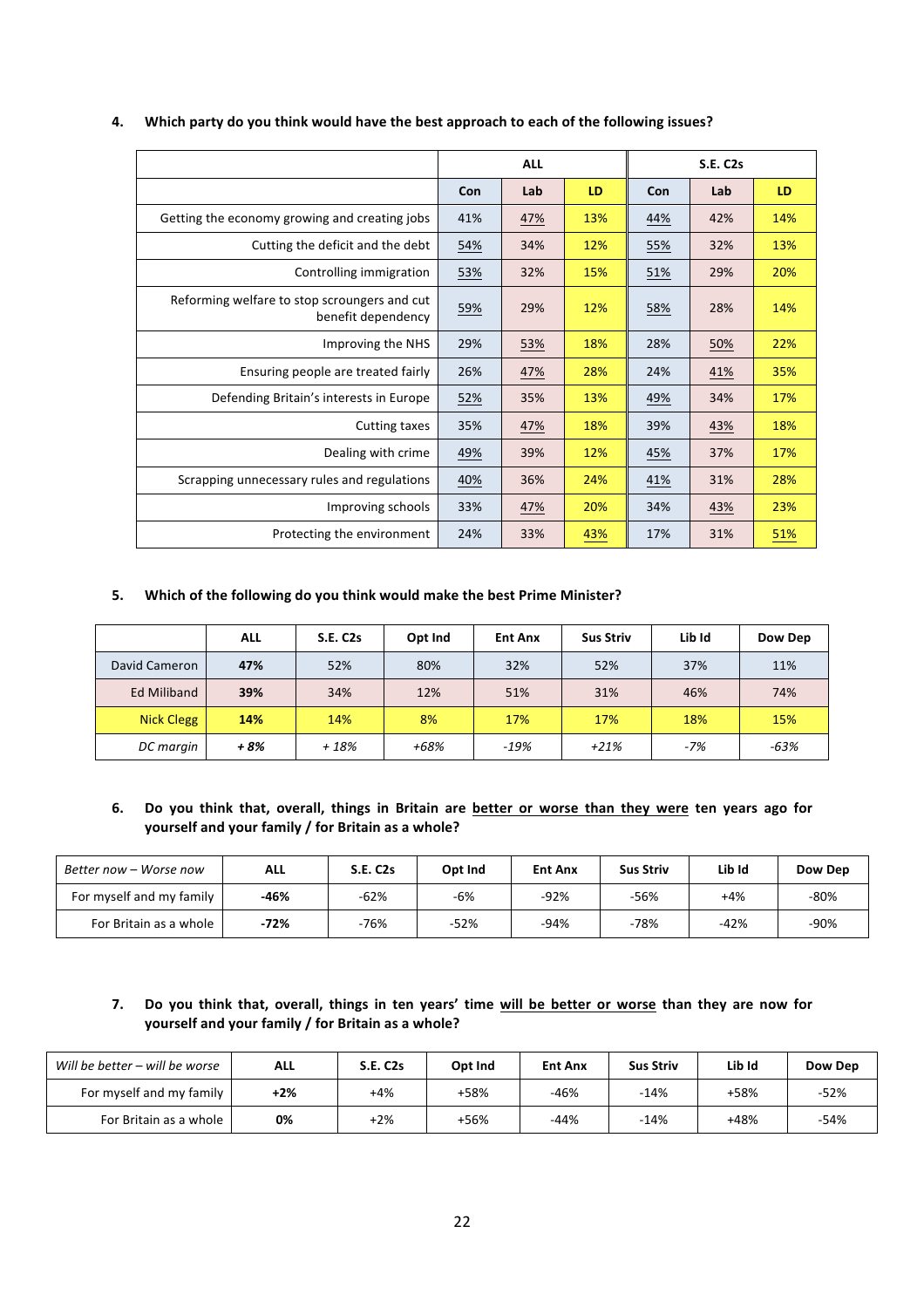4. **Which party do you think would have the best approach to each of the following issues?**

| | ALL | | | S.E. C2s | | |
|---|---|---|---|---|---|---|
| | **Con** | **Lab** | **LD** | **Con** | **Lab** | **LD** |
| Getting the economy growing and creating jobs | 41% | 47% | 13% | 44% | 42% | 14% |
| Cutting the deficit and the debt | 54% | 34% | 12% | 55% | 32% | 13% |
| Controlling immigration | 53% | 32% | 15% | 51% | 29% | 20% |
| Reforming welfare to stop scroungers and cut benefit dependency | 59% | 29% | 12% | 58% | 28% | 14% |
| Improving the NHS | 29% | 53% | 18% | 28% | 50% | 22% |
| Ensuring people are treated fairly | 26% | 47% | 28% | 24% | 41% | 35% |
| Defending Britain's interests in Europe | 52% | 35% | 13% | 49% | 34% | 17% |
| Cutting taxes | 35% | 47% | 18% | 39% | 43% | 18% |
| Dealing with crime | 49% | 39% | 12% | 45% | 37% | 17% |
| Scrapping unnecessary rules and regulations | 40% | 36% | 24% | 41% | 31% | 28% |
| Improving schools | 33% | 47% | 20% | 34% | 43% | 23% |
| Protecting the environment | 24% | 33% | 43% | 17% | 31% | 51% |

5. **Which of the following do you think would make the best Prime Minister?**

| | ALL | S.E. C2s | Opt Ind | Ent Anx | Sus Striv | Lib Id | Dow Dep |
|---|---|---|---|---|---|---|---|
| David Cameron | **47%** | 52% | 80% | 32% | 52% | 37% | 11% |
| Ed Miliband | **39%** | 34% | 12% | 51% | 31% | 46% | 74% |
| Nick Clegg | **14%** | 14% | 8% | 17% | 17% | 18% | 15% |
| *DC margin* | ***+ 8%*** | *+ 18%* | *+68%* | *-19%* | *+21%* | *-7%* | *-63%* |

6. **Do you think that, overall, things in Britain are better or worse than they were ten years ago for yourself and your family / for Britain as a whole?**

| *Better now – Worse now* | ALL | S.E. C2s | Opt Ind | Ent Anx | Sus Striv | Lib Id | Dow Dep |
|---|---|---|---|---|---|---|---|
| For myself and my family | **-46%** | -62% | -6% | -92% | -56% | +4% | -80% |
| For Britain as a whole | **-72%** | -76% | -52% | -94% | -78% | -42% | -90% |

7. **Do you think that, overall, things in ten years' time will be better or worse than they are now for yourself and your family / for Britain as a whole?**

| *Will be better – will be worse* | ALL | S.E. C2s | Opt Ind | Ent Anx | Sus Striv | Lib Id | Dow Dep |
|---|---|---|---|---|---|---|---|
| For myself and my family | **+2%** | +4% | +58% | -46% | -14% | +58% | -52% |
| For Britain as a whole | **0%** | +2% | +56% | -44% | -14% | +48% | -54% |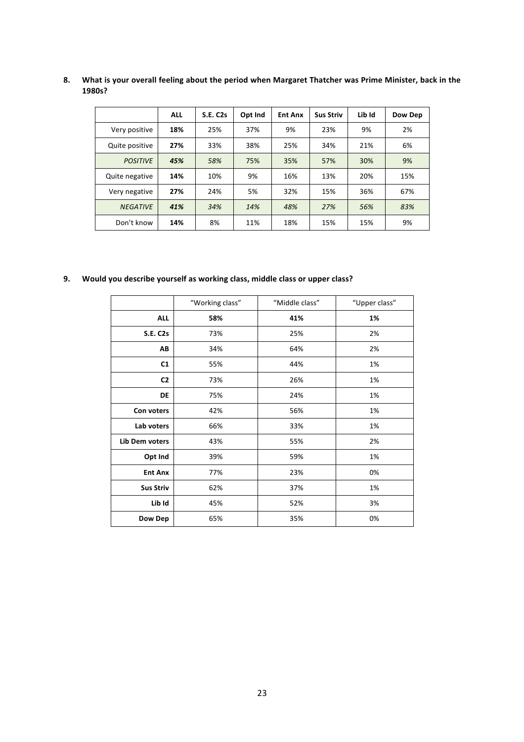**8. What is your overall feeling about the period when Margaret Thatcher was Prime Minister, back in the 1980s?**

| | **ALL** | **S.E. C2s** | **Opt Ind** | **Ent Anx** | **Sus Striv** | **Lib Id** | **Dow Dep** |
|---|---|---|---|---|---|---|---|
| Very positive | **18%** | 25% | 37% | 9% | 23% | 9% | 2% |
| Quite positive | **27%** | 33% | 38% | 25% | 34% | 21% | 6% |
| *POSITIVE* | ***45%*** | *58%* | 75% | 35% | 57% | 30% | 9% |
| Quite negative | **14%** | 10% | 9% | 16% | 13% | 20% | 15% |
| Very negative | **27%** | 24% | 5% | 32% | 15% | 36% | 67% |
| *NEGATIVE* | ***41%*** | *34%* | *14%* | *48%* | *27%* | *56%* | *83%* |
| Don't know | **14%** | 8% | 11% | 18% | 15% | 15% | 9% |

**9. Would you describe yourself as working class, middle class or upper class?**

| | "Working class" | "Middle class" | "Upper class" |
|---|---|---|---|
| **ALL** | **58%** | **41%** | **1%** |
| **S.E. C2s** | 73% | 25% | 2% |
| **AB** | 34% | 64% | 2% |
| **C1** | 55% | 44% | 1% |
| **C2** | 73% | 26% | 1% |
| **DE** | 75% | 24% | 1% |
| **Con voters** | 42% | 56% | 1% |
| **Lab voters** | 66% | 33% | 1% |
| **Lib Dem voters** | 43% | 55% | 2% |
| **Opt Ind** | 39% | 59% | 1% |
| **Ent Anx** | 77% | 23% | 0% |
| **Sus Striv** | 62% | 37% | 1% |
| **Lib Id** | 45% | 52% | 3% |
| **Dow Dep** | 65% | 35% | 0% |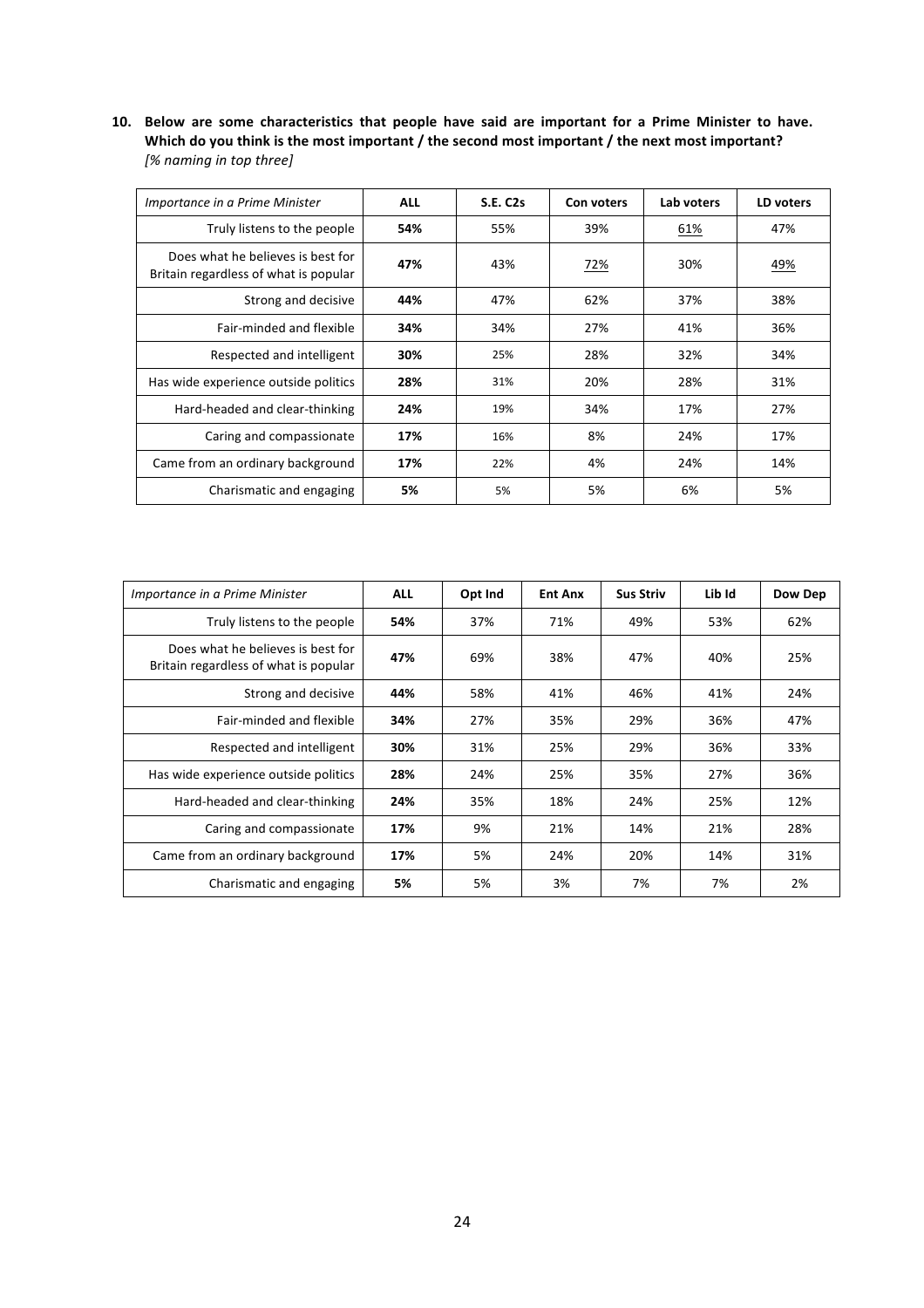**10. Below are some characteristics that people have said are important for a Prime Minister to have. Which do you think is the most important / the second most important / the next most important?**
*[% naming in top three]*

| *Importance in a Prime Minister* | **ALL** | **S.E. C2s** | **Con voters** | **Lab voters** | **LD voters** |
|---|---|---|---|---|---|
| Truly listens to the people | **54%** | 55% | 39% | 61% | 47% |
| Does what he believes is best for Britain regardless of what is popular | **47%** | 43% | 72% | 30% | 49% |
| Strong and decisive | **44%** | 47% | 62% | 37% | 38% |
| Fair-minded and flexible | **34%** | 34% | 27% | 41% | 36% |
| Respected and intelligent | **30%** | 25% | 28% | 32% | 34% |
| Has wide experience outside politics | **28%** | 31% | 20% | 28% | 31% |
| Hard-headed and clear-thinking | **24%** | 19% | 34% | 17% | 27% |
| Caring and compassionate | **17%** | 16% | 8% | 24% | 17% |
| Came from an ordinary background | **17%** | 22% | 4% | 24% | 14% |
| Charismatic and engaging | **5%** | 5% | 5% | 6% | 5% |

| *Importance in a Prime Minister* | **ALL** | **Opt Ind** | **Ent Anx** | **Sus Striv** | **Lib Id** | **Dow Dep** |
|---|---|---|---|---|---|---|
| Truly listens to the people | **54%** | 37% | 71% | 49% | 53% | 62% |
| Does what he believes is best for Britain regardless of what is popular | **47%** | 69% | 38% | 47% | 40% | 25% |
| Strong and decisive | **44%** | 58% | 41% | 46% | 41% | 24% |
| Fair-minded and flexible | **34%** | 27% | 35% | 29% | 36% | 47% |
| Respected and intelligent | **30%** | 31% | 25% | 29% | 36% | 33% |
| Has wide experience outside politics | **28%** | 24% | 25% | 35% | 27% | 36% |
| Hard-headed and clear-thinking | **24%** | 35% | 18% | 24% | 25% | 12% |
| Caring and compassionate | **17%** | 9% | 21% | 14% | 21% | 28% |
| Came from an ordinary background | **17%** | 5% | 24% | 20% | 14% | 31% |
| Charismatic and engaging | **5%** | 5% | 3% | 7% | 7% | 2% |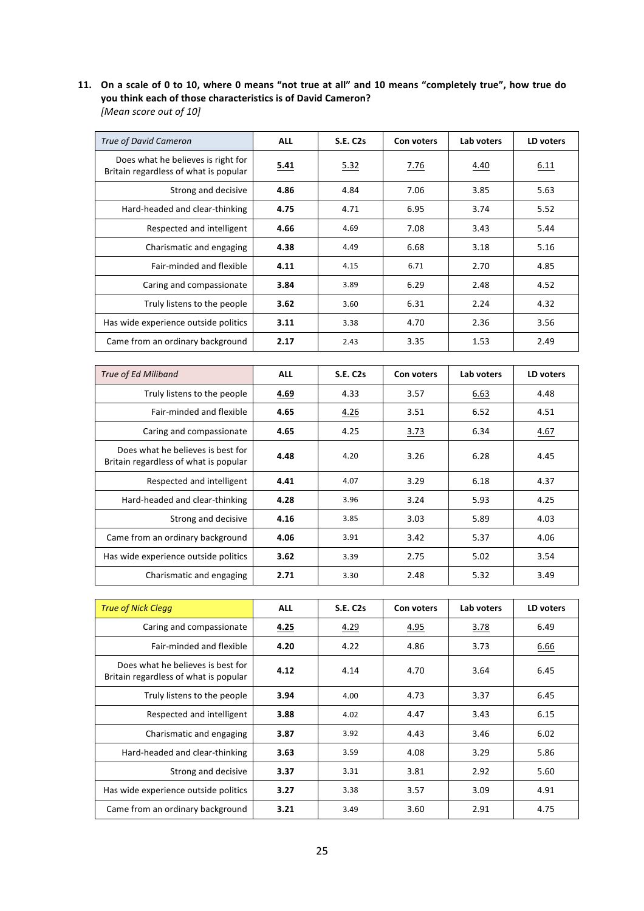**11. On a scale of 0 to 10, where 0 means "not true at all" and 10 means "completely true", how true do you think each of those characteristics is of David Cameron?**
*[Mean score out of 10]*

| *True of David Cameron* | **ALL** | **S.E. C2s** | **Con voters** | **Lab voters** | **LD voters** |
|---|---|---|---|---|---|
| Does what he believes is right for Britain regardless of what is popular | **5.41** | 5.32 | 7.76 | 4.40 | 6.11 |
| Strong and decisive | **4.86** | 4.84 | 7.06 | 3.85 | 5.63 |
| Hard-headed and clear-thinking | **4.75** | 4.71 | 6.95 | 3.74 | 5.52 |
| Respected and intelligent | **4.66** | 4.69 | 7.08 | 3.43 | 5.44 |
| Charismatic and engaging | **4.38** | 4.49 | 6.68 | 3.18 | 5.16 |
| Fair-minded and flexible | **4.11** | 4.15 | 6.71 | 2.70 | 4.85 |
| Caring and compassionate | **3.84** | 3.89 | 6.29 | 2.48 | 4.52 |
| Truly listens to the people | **3.62** | 3.60 | 6.31 | 2.24 | 4.32 |
| Has wide experience outside politics | **3.11** | 3.38 | 4.70 | 2.36 | 3.56 |
| Came from an ordinary background | **2.17** | 2.43 | 3.35 | 1.53 | 2.49 |

| *True of Ed Miliband* | **ALL** | **S.E. C2s** | **Con voters** | **Lab voters** | **LD voters** |
|---|---|---|---|---|---|
| Truly listens to the people | **4.69** | 4.33 | 3.57 | 6.63 | 4.48 |
| Fair-minded and flexible | **4.65** | 4.26 | 3.51 | 6.52 | 4.51 |
| Caring and compassionate | **4.65** | 4.25 | 3.73 | 6.34 | 4.67 |
| Does what he believes is best for Britain regardless of what is popular | **4.48** | 4.20 | 3.26 | 6.28 | 4.45 |
| Respected and intelligent | **4.41** | 4.07 | 3.29 | 6.18 | 4.37 |
| Hard-headed and clear-thinking | **4.28** | 3.96 | 3.24 | 5.93 | 4.25 |
| Strong and decisive | **4.16** | 3.85 | 3.03 | 5.89 | 4.03 |
| Came from an ordinary background | **4.06** | 3.91 | 3.42 | 5.37 | 4.06 |
| Has wide experience outside politics | **3.62** | 3.39 | 2.75 | 5.02 | 3.54 |
| Charismatic and engaging | **2.71** | 3.30 | 2.48 | 5.32 | 3.49 |

| *True of Nick Clegg* | **ALL** | **S.E. C2s** | **Con voters** | **Lab voters** | **LD voters** |
|---|---|---|---|---|---|
| Caring and compassionate | **4.25** | 4.29 | 4.95 | 3.78 | 6.49 |
| Fair-minded and flexible | **4.20** | 4.22 | 4.86 | 3.73 | 6.66 |
| Does what he believes is best for Britain regardless of what is popular | **4.12** | 4.14 | 4.70 | 3.64 | 6.45 |
| Truly listens to the people | **3.94** | 4.00 | 4.73 | 3.37 | 6.45 |
| Respected and intelligent | **3.88** | 4.02 | 4.47 | 3.43 | 6.15 |
| Charismatic and engaging | **3.87** | 3.92 | 4.43 | 3.46 | 6.02 |
| Hard-headed and clear-thinking | **3.63** | 3.59 | 4.08 | 3.29 | 5.86 |
| Strong and decisive | **3.37** | 3.31 | 3.81 | 2.92 | 5.60 |
| Has wide experience outside politics | **3.27** | 3.38 | 3.57 | 3.09 | 4.91 |
| Came from an ordinary background | **3.21** | 3.49 | 3.60 | 2.91 | 4.75 |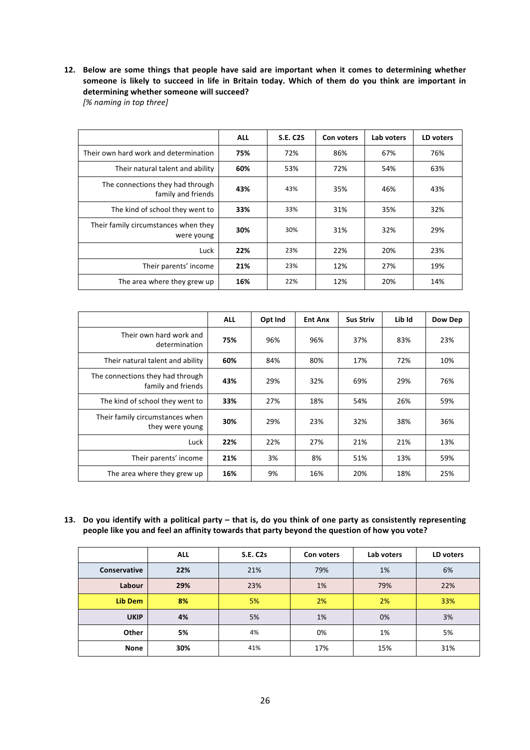**12. Below are some things that people have said are important when it comes to determining whether someone is likely to succeed in life in Britain today. Which of them do you think are important in determining whether someone will succeed?**
*[% naming in top three]*

| | ALL | S.E. C2S | Con voters | Lab voters | LD voters |
|---|---|---|---|---|---|
| Their own hard work and determination | **75%** | 72% | 86% | 67% | 76% |
| Their natural talent and ability | **60%** | 53% | 72% | 54% | 63% |
| The connections they had through family and friends | **43%** | 43% | 35% | 46% | 43% |
| The kind of school they went to | **33%** | 33% | 31% | 35% | 32% |
| Their family circumstances when they were young | **30%** | 30% | 31% | 32% | 29% |
| Luck | **22%** | 23% | 22% | 20% | 23% |
| Their parents' income | **21%** | 23% | 12% | 27% | 19% |
| The area where they grew up | **16%** | 22% | 12% | 20% | 14% |

| | ALL | Opt Ind | Ent Anx | Sus Striv | Lib Id | Dow Dep |
|---|---|---|---|---|---|---|
| Their own hard work and determination | **75%** | 96% | 96% | 37% | 83% | 23% |
| Their natural talent and ability | **60%** | 84% | 80% | 17% | 72% | 10% |
| The connections they had through family and friends | **43%** | 29% | 32% | 69% | 29% | 76% |
| The kind of school they went to | **33%** | 27% | 18% | 54% | 26% | 59% |
| Their family circumstances when they were young | **30%** | 29% | 23% | 32% | 38% | 36% |
| Luck | **22%** | 22% | 27% | 21% | 21% | 13% |
| Their parents' income | **21%** | 3% | 8% | 51% | 13% | 59% |
| The area where they grew up | **16%** | 9% | 16% | 20% | 18% | 25% |

**13. Do you identify with a political party – that is, do you think of one party as consistently representing people like you and feel an affinity towards that party beyond the question of how you vote?**

| | ALL | S.E. C2s | Con voters | Lab voters | LD voters |
|---|---|---|---|---|---|
| **Conservative** | **22%** | 21% | 79% | 1% | 6% |
| **Labour** | **29%** | 23% | 1% | 79% | 22% |
| **Lib Dem** | **8%** | 5% | 2% | 2% | 33% |
| **UKIP** | **4%** | 5% | 1% | 0% | 3% |
| **Other** | **5%** | 4% | 0% | 1% | 5% |
| **None** | **30%** | 41% | 17% | 15% | 31% |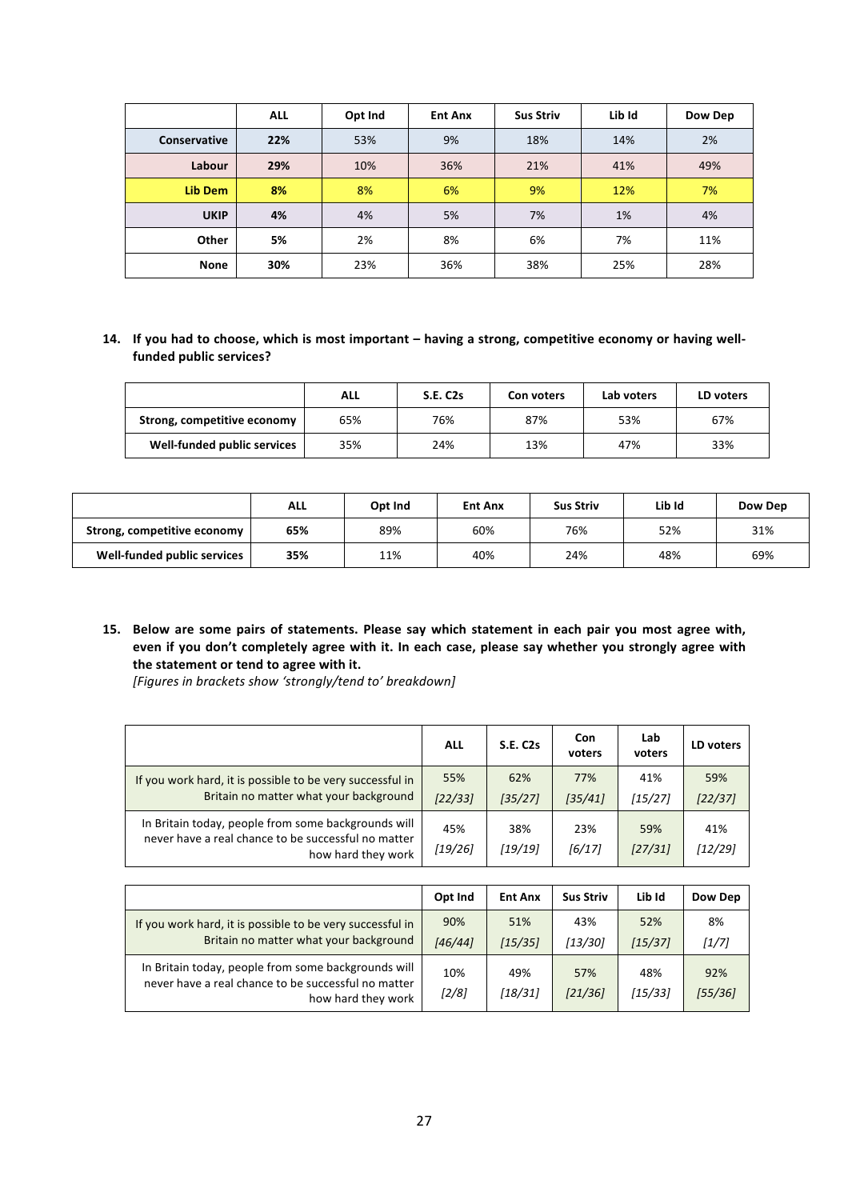| | ALL | Opt Ind | Ent Anx | Sus Striv | Lib Id | Dow Dep |
|---|---|---|---|---|---|---|
| **Conservative** | **22%** | 53% | 9% | 18% | 14% | 2% |
| **Labour** | **29%** | 10% | 36% | 21% | 41% | 49% |
| **Lib Dem** | **8%** | 8% | 6% | 9% | 12% | 7% |
| **UKIP** | **4%** | 4% | 5% | 7% | 1% | 4% |
| **Other** | **5%** | 2% | 8% | 6% | 7% | 11% |
| **None** | **30%** | 23% | 36% | 38% | 25% | 28% |

**14. If you had to choose, which is most important – having a strong, competitive economy or having well-funded public services?**

| | ALL | S.E. C2s | Con voters | Lab voters | LD voters |
|---|---|---|---|---|---|
| **Strong, competitive economy** | 65% | 76% | 87% | 53% | 67% |
| **Well-funded public services** | 35% | 24% | 13% | 47% | 33% |

| | ALL | Opt Ind | Ent Anx | Sus Striv | Lib Id | Dow Dep |
|---|---|---|---|---|---|---|
| **Strong, competitive economy** | **65%** | 89% | 60% | 76% | 52% | 31% |
| **Well-funded public services** | **35%** | 11% | 40% | 24% | 48% | 69% |

**15. Below are some pairs of statements. Please say which statement in each pair you most agree with, even if you don't completely agree with it. In each case, please say whether you strongly agree with the statement or tend to agree with it.**
*[Figures in brackets show 'strongly/tend to' breakdown]*

| | ALL | S.E. C2s | Con voters | Lab voters | LD voters |
|---|---|---|---|---|---|
| If you work hard, it is possible to be very successful in Britain no matter what your background | 55% *[22/33]* | 62% *[35/27]* | 77% *[35/41]* | 41% *[15/27]* | 59% *[22/37]* |
| In Britain today, people from some backgrounds will never have a real chance to be successful no matter how hard they work | 45% *[19/26]* | 38% *[19/19]* | 23% *[6/17]* | 59% *[27/31]* | 41% *[12/29]* |

| | Opt Ind | Ent Anx | Sus Striv | Lib Id | Dow Dep |
|---|---|---|---|---|---|
| If you work hard, it is possible to be very successful in Britain no matter what your background | 90% *[46/44]* | 51% *[15/35]* | 43% *[13/30]* | 52% *[15/37]* | 8% *[1/7]* |
| In Britain today, people from some backgrounds will never have a real chance to be successful no matter how hard they work | 10% *[2/8]* | 49% *[18/31]* | 57% *[21/36]* | 48% *[15/33]* | 92% *[55/36]* |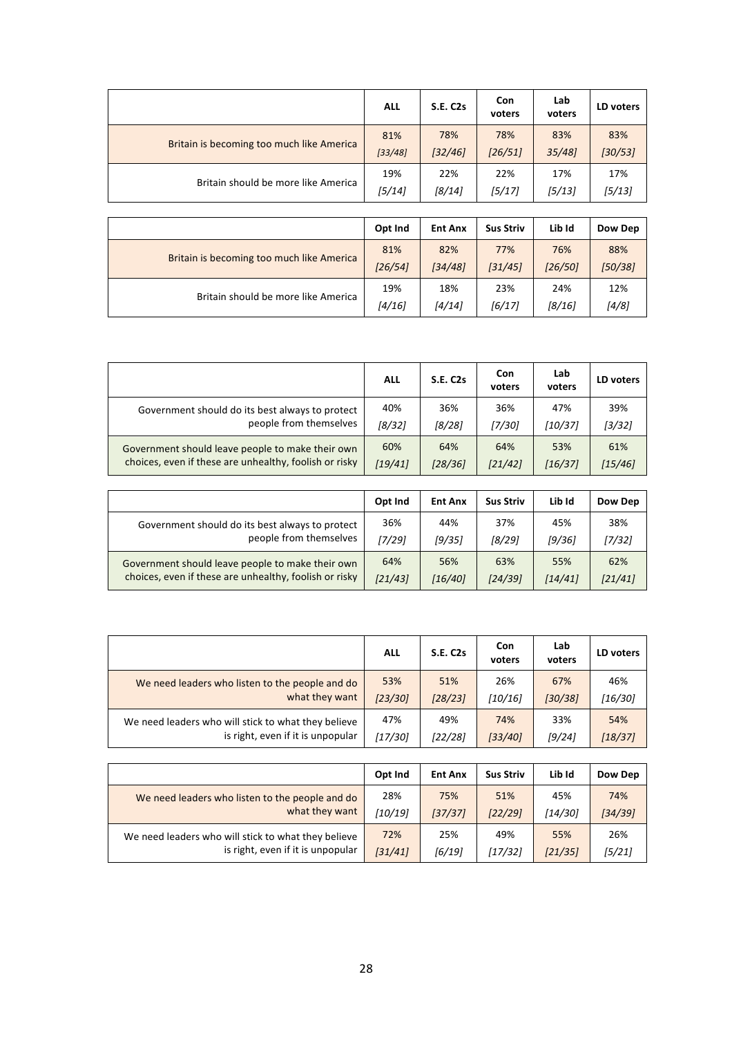| | ALL | S.E. C2s | Con voters | Lab voters | LD voters |
|---|---|---|---|---|---|
| Britain is becoming too much like America | 81% *[33/48]* | 78% *[32/46]* | 78% *[26/51]* | 83% *35/48]* | 83% *[30/53]* |
| Britain should be more like America | 19% *[5/14]* | 22% *[8/14]* | 22% *[5/17]* | 17% *[5/13]* | 17% *[5/13]* |

| | Opt Ind | Ent Anx | Sus Striv | Lib Id | Dow Dep |
|---|---|---|---|---|---|
| Britain is becoming too much like America | 81% *[26/54]* | 82% *[34/48]* | 77% *[31/45]* | 76% *[26/50]* | 88% *[50/38]* |
| Britain should be more like America | 19% *[4/16]* | 18% *[4/14]* | 23% *[6/17]* | 24% *[8/16]* | 12% *[4/8]* |

| | ALL | S.E. C2s | Con voters | Lab voters | LD voters |
|---|---|---|---|---|---|
| Government should do its best always to protect people from themselves | 40% *[8/32]* | 36% *[8/28]* | 36% *[7/30]* | 47% *[10/37]* | 39% *[3/32]* |
| Government should leave people to make their own choices, even if these are unhealthy, foolish or risky | 60% *[19/41]* | 64% *[28/36]* | 64% *[21/42]* | 53% *[16/37]* | 61% *[15/46]* |

| | Opt Ind | Ent Anx | Sus Striv | Lib Id | Dow Dep |
|---|---|---|---|---|---|
| Government should do its best always to protect people from themselves | 36% *[7/29]* | 44% *[9/35]* | 37% *[8/29]* | 45% *[9/36]* | 38% *[7/32]* |
| Government should leave people to make their own choices, even if these are unhealthy, foolish or risky | 64% *[21/43]* | 56% *[16/40]* | 63% *[24/39]* | 55% *[14/41]* | 62% *[21/41]* |

| | ALL | S.E. C2s | Con voters | Lab voters | LD voters |
|---|---|---|---|---|---|
| We need leaders who listen to the people and do what they want | 53% *[23/30]* | 51% *[28/23]* | 26% *[10/16]* | 67% *[30/38]* | 46% *[16/30]* |
| We need leaders who will stick to what they believe is right, even if it is unpopular | 47% *[17/30]* | 49% *[22/28]* | 74% *[33/40]* | 33% *[9/24]* | 54% *[18/37]* |

| | Opt Ind | Ent Anx | Sus Striv | Lib Id | Dow Dep |
|---|---|---|---|---|---|
| We need leaders who listen to the people and do what they want | 28% *[10/19]* | 75% *[37/37]* | 51% *[22/29]* | 45% *[14/30]* | 74% *[34/39]* |
| We need leaders who will stick to what they believe is right, even if it is unpopular | 72% *[31/41]* | 25% *[6/19]* | 49% *[17/32]* | 55% *[21/35]* | 26% *[5/21]* |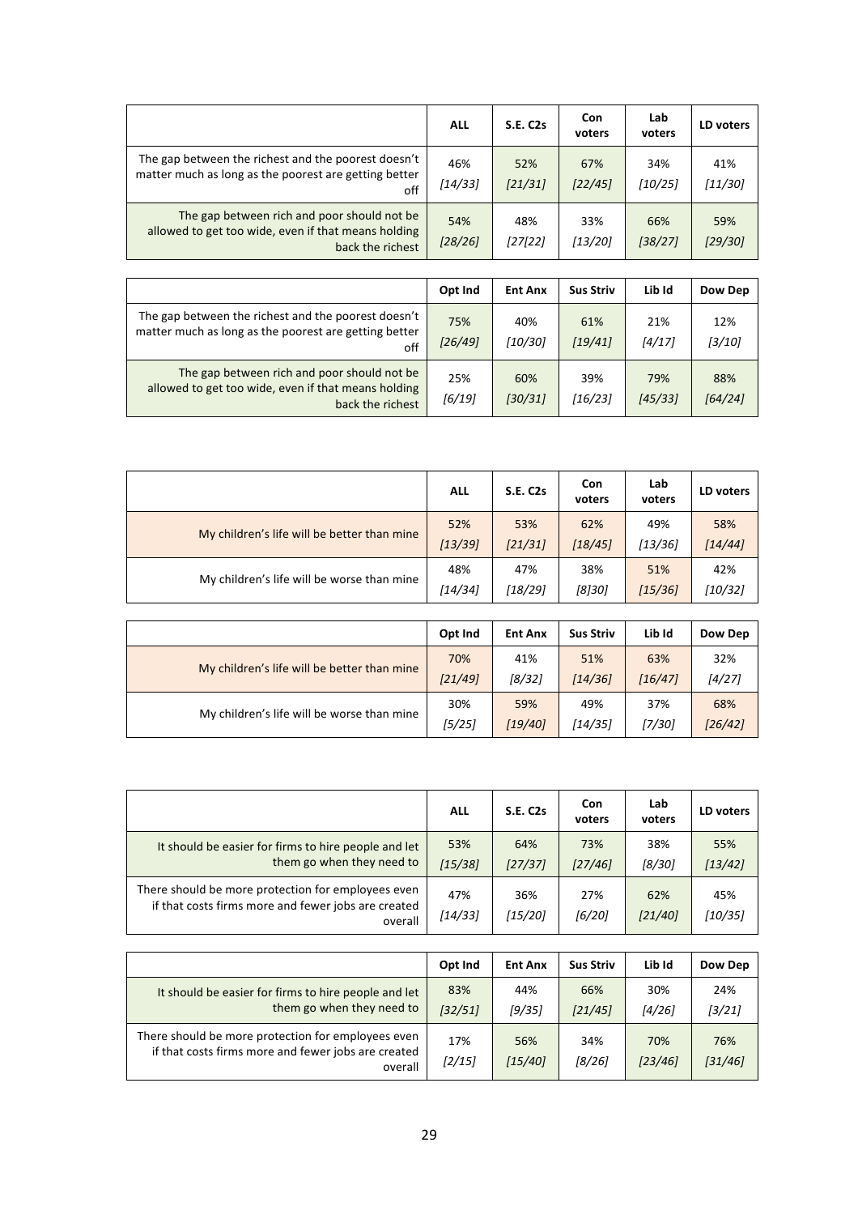| | ALL | S.E. C2s | Con voters | Lab voters | LD voters |
|---|---|---|---|---|---|
| The gap between the richest and the poorest doesn't matter much as long as the poorest are getting better off | 46% [14/33] | 52% [21/31] | 67% [22/45] | 34% [10/25] | 41% [11/30] |
| The gap between rich and poor should not be allowed to get too wide, even if that means holding back the richest | 54% [28/26] | 48% [27[22] | 33% [13/20] | 66% [38/27] | 59% [29/30] |

| | Opt Ind | Ent Anx | Sus Striv | Lib Id | Dow Dep |
|---|---|---|---|---|---|
| The gap between the richest and the poorest doesn't matter much as long as the poorest are getting better off | 75% [26/49] | 40% [10/30] | 61% [19/41] | 21% [4/17] | 12% [3/10] |
| The gap between rich and poor should not be allowed to get too wide, even if that means holding back the richest | 25% [6/19] | 60% [30/31] | 39% [16/23] | 79% [45/33] | 88% [64/24] |

| | ALL | S.E. C2s | Con voters | Lab voters | LD voters |
|---|---|---|---|---|---|
| My children's life will be better than mine | 52% [13/39] | 53% [21/31] | 62% [18/45] | 49% [13/36] | 58% [14/44] |
| My children's life will be worse than mine | 48% [14/34] | 47% [18/29] | 38% [8]30] | 51% [15/36] | 42% [10/32] |

| | Opt Ind | Ent Anx | Sus Striv | Lib Id | Dow Dep |
|---|---|---|---|---|---|
| My children's life will be better than mine | 70% [21/49] | 41% [8/32] | 51% [14/36] | 63% [16/47] | 32% [4/27] |
| My children's life will be worse than mine | 30% [5/25] | 59% [19/40] | 49% [14/35] | 37% [7/30] | 68% [26/42] |

| | ALL | S.E. C2s | Con voters | Lab voters | LD voters |
|---|---|---|---|---|---|
| It should be easier for firms to hire people and let them go when they need to | 53% [15/38] | 64% [27/37] | 73% [27/46] | 38% [8/30] | 55% [13/42] |
| There should be more protection for employees even if that costs firms more and fewer jobs are created overall | 47% [14/33] | 36% [15/20] | 27% [6/20] | 62% [21/40] | 45% [10/35] |

| | Opt Ind | Ent Anx | Sus Striv | Lib Id | Dow Dep |
|---|---|---|---|---|---|
| It should be easier for firms to hire people and let them go when they need to | 83% [32/51] | 44% [9/35] | 66% [21/45] | 30% [4/26] | 24% [3/21] |
| There should be more protection for employees even if that costs firms more and fewer jobs are created overall | 17% [2/15] | 56% [15/40] | 34% [8/26] | 70% [23/46] | 76% [31/46] |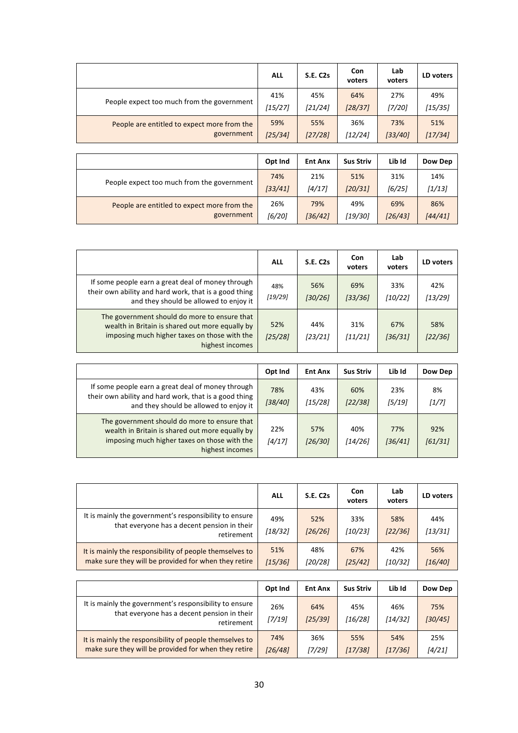| | ALL | S.E. C2s | Con voters | Lab voters | LD voters |
|---|---|---|---|---|---|
| People expect too much from the government | 41% [15/27] | 45% [21/24] | 64% [28/37] | 27% [7/20] | 49% [15/35] |
| People are entitled to expect more from the government | 59% [25/34] | 55% [27/28] | 36% [12/24] | 73% [33/40] | 51% [17/34] |

| | Opt Ind | Ent Anx | Sus Striv | Lib Id | Dow Dep |
|---|---|---|---|---|---|
| People expect too much from the government | 74% [33/41] | 21% [4/17] | 51% [20/31] | 31% [6/25] | 14% [1/13] |
| People are entitled to expect more from the government | 26% [6/20] | 79% [36/42] | 49% [19/30] | 69% [26/43] | 86% [44/41] |

| | ALL | S.E. C2s | Con voters | Lab voters | LD voters |
|---|---|---|---|---|---|
| If some people earn a great deal of money through their own ability and hard work, that is a good thing and they should be allowed to enjoy it | 48% [19/29] | 56% [30/26] | 69% [33/36] | 33% [10/22] | 42% [13/29] |
| The government should do more to ensure that wealth in Britain is shared out more equally by imposing much higher taxes on those with the highest incomes | 52% [25/28] | 44% [23/21] | 31% [11/21] | 67% [36/31] | 58% [22/36] |

| | Opt Ind | Ent Anx | Sus Striv | Lib Id | Dow Dep |
|---|---|---|---|---|---|
| If some people earn a great deal of money through their own ability and hard work, that is a good thing and they should be allowed to enjoy it | 78% [38/40] | 43% [15/28] | 60% [22/38] | 23% [5/19] | 8% [1/7] |
| The government should do more to ensure that wealth in Britain is shared out more equally by imposing much higher taxes on those with the highest incomes | 22% [4/17] | 57% [26/30] | 40% [14/26] | 77% [36/41] | 92% [61/31] |

| | ALL | S.E. C2s | Con voters | Lab voters | LD voters |
|---|---|---|---|---|---|
| It is mainly the government's responsibility to ensure that everyone has a decent pension in their retirement | 49% [18/32] | 52% [26/26] | 33% [10/23] | 58% [22/36] | 44% [13/31] |
| It is mainly the responsibility of people themselves to make sure they will be provided for when they retire | 51% [15/36] | 48% [20/28] | 67% [25/42] | 42% [10/32] | 56% [16/40] |

| | Opt Ind | Ent Anx | Sus Striv | Lib Id | Dow Dep |
|---|---|---|---|---|---|
| It is mainly the government's responsibility to ensure that everyone has a decent pension in their retirement | 26% [7/19] | 64% [25/39] | 45% [16/28] | 46% [14/32] | 75% [30/45] |
| It is mainly the responsibility of people themselves to make sure they will be provided for when they retire | 74% [26/48] | 36% [7/29] | 55% [17/38] | 54% [17/36] | 25% [4/21] |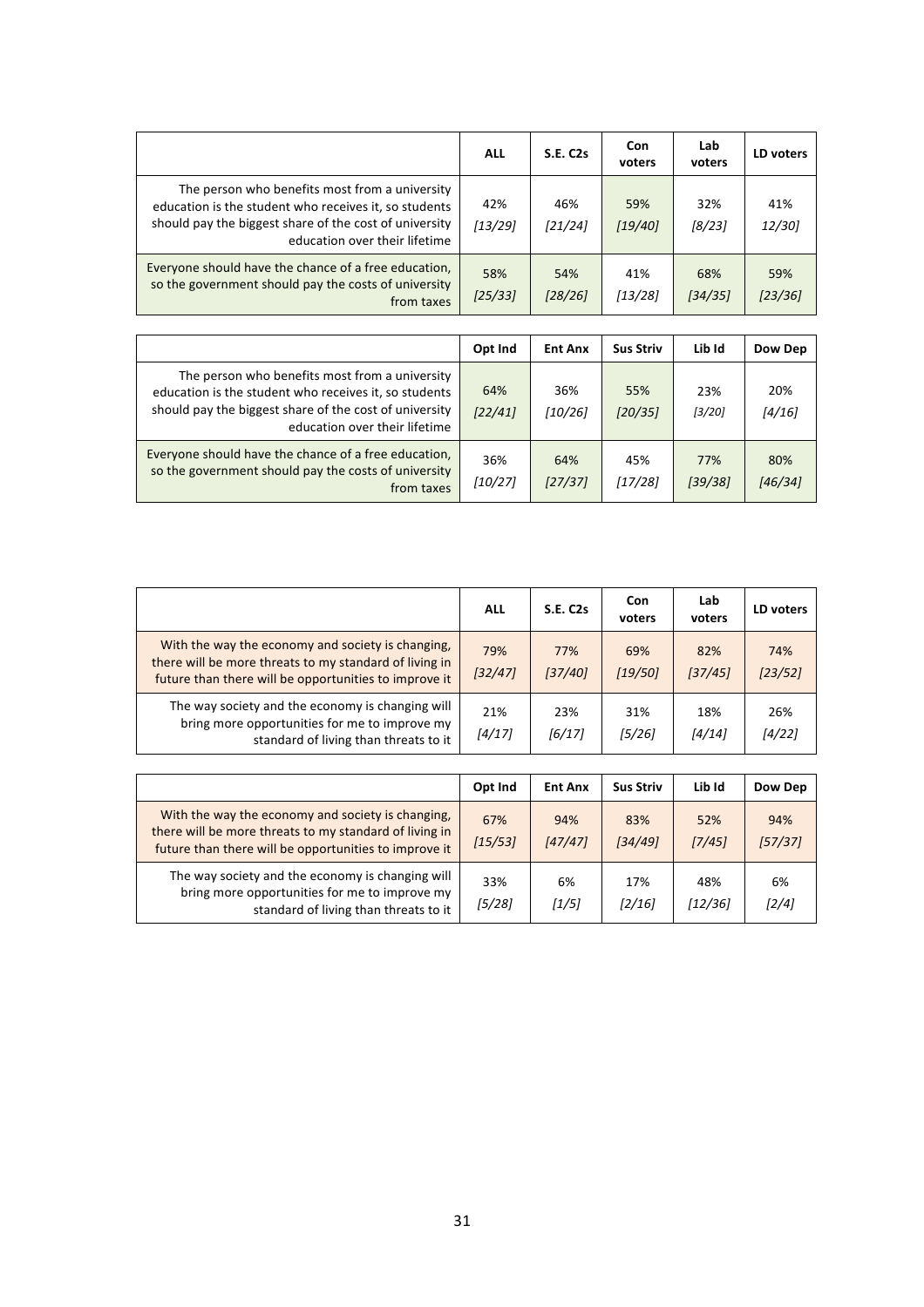| | ALL | S.E. C2s | Con voters | Lab voters | LD voters |
|---|---|---|---|---|---|
| The person who benefits most from a university education is the student who receives it, so students should pay the biggest share of the cost of university education over their lifetime | 42% *[13/29]* | 46% *[21/24]* | 59% *[19/40]* | 32% *[8/23]* | 41% *12/30]* |
| Everyone should have the chance of a free education, so the government should pay the costs of university from taxes | 58% *[25/33]* | 54% *[28/26]* | 41% *[13/28]* | 68% *[34/35]* | 59% *[23/36]* |

| | Opt Ind | Ent Anx | Sus Striv | Lib Id | Dow Dep |
|---|---|---|---|---|---|
| The person who benefits most from a university education is the student who receives it, so students should pay the biggest share of the cost of university education over their lifetime | 64% *[22/41]* | 36% *[10/26]* | 55% *[20/35]* | 23% *[3/20]* | 20% *[4/16]* |
| Everyone should have the chance of a free education, so the government should pay the costs of university from taxes | 36% *[10/27]* | 64% *[27/37]* | 45% *[17/28]* | 77% *[39/38]* | 80% *[46/34]* |

| | ALL | S.E. C2s | Con voters | Lab voters | LD voters |
|---|---|---|---|---|---|
| With the way the economy and society is changing, there will be more threats to my standard of living in future than there will be opportunities to improve it | 79% *[32/47]* | 77% *[37/40]* | 69% *[19/50]* | 82% *[37/45]* | 74% *[23/52]* |
| The way society and the economy is changing will bring more opportunities for me to improve my standard of living than threats to it | 21% *[4/17]* | 23% *[6/17]* | 31% *[5/26]* | 18% *[4/14]* | 26% *[4/22]* |

| | Opt Ind | Ent Anx | Sus Striv | Lib Id | Dow Dep |
|---|---|---|---|---|---|
| With the way the economy and society is changing, there will be more threats to my standard of living in future than there will be opportunities to improve it | 67% *[15/53]* | 94% *[47/47]* | 83% *[34/49]* | 52% *[7/45]* | 94% *[57/37]* |
| The way society and the economy is changing will bring more opportunities for me to improve my standard of living than threats to it | 33% *[5/28]* | 6% *[1/5]* | 17% *[2/16]* | 48% *[12/36]* | 6% *[2/4]* |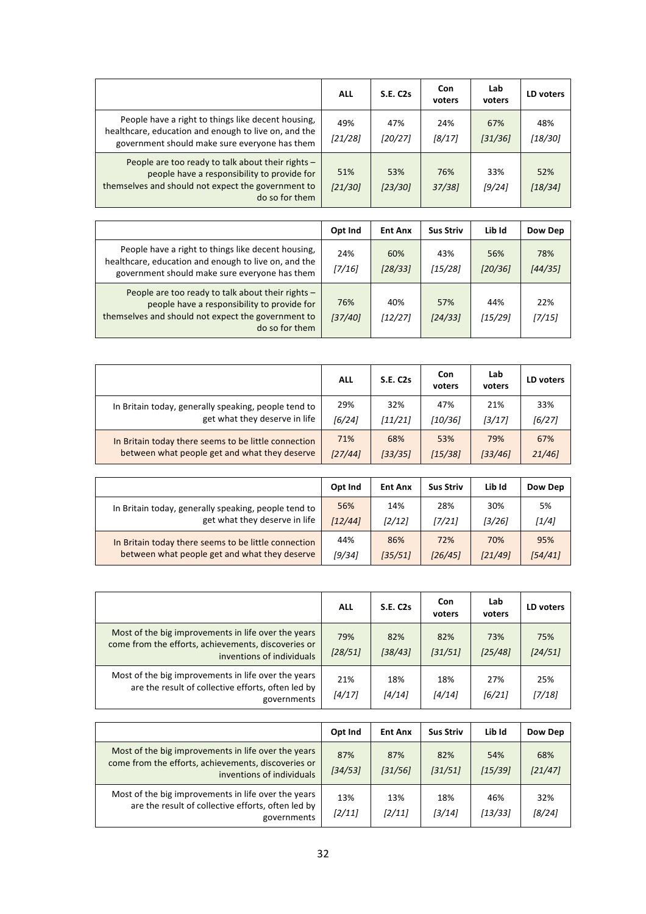| | ALL | S.E. C2s | Con voters | Lab voters | LD voters |
|---|---|---|---|---|---|
| People have a right to things like decent housing, healthcare, education and enough to live on, and the government should make sure everyone has them | 49% [21/28] | 47% [20/27] | 24% [8/17] | 67% [31/36] | 48% [18/30] |
| People are too ready to talk about their rights – people have a responsibility to provide for themselves and should not expect the government to do so for them | 51% [21/30] | 53% [23/30] | 76% 37/38] | 33% [9/24] | 52% [18/34] |

| | Opt Ind | Ent Anx | Sus Striv | Lib Id | Dow Dep |
|---|---|---|---|---|---|
| People have a right to things like decent housing, healthcare, education and enough to live on, and the government should make sure everyone has them | 24% [7/16] | 60% [28/33] | 43% [15/28] | 56% [20/36] | 78% [44/35] |
| People are too ready to talk about their rights – people have a responsibility to provide for themselves and should not expect the government to do so for them | 76% [37/40] | 40% [12/27] | 57% [24/33] | 44% [15/29] | 22% [7/15] |

| | ALL | S.E. C2s | Con voters | Lab voters | LD voters |
|---|---|---|---|---|---|
| In Britain today, generally speaking, people tend to get what they deserve in life | 29% [6/24] | 32% [11/21] | 47% [10/36] | 21% [3/17] | 33% [6/27] |
| In Britain today there seems to be little connection between what people get and what they deserve | 71% [27/44] | 68% [33/35] | 53% [15/38] | 79% [33/46] | 67% 21/46] |

| | Opt Ind | Ent Anx | Sus Striv | Lib Id | Dow Dep |
|---|---|---|---|---|---|
| In Britain today, generally speaking, people tend to get what they deserve in life | 56% [12/44] | 14% [2/12] | 28% [7/21] | 30% [3/26] | 5% [1/4] |
| In Britain today there seems to be little connection between what people get and what they deserve | 44% [9/34] | 86% [35/51] | 72% [26/45] | 70% [21/49] | 95% [54/41] |

| | ALL | S.E. C2s | Con voters | Lab voters | LD voters |
|---|---|---|---|---|---|
| Most of the big improvements in life over the years come from the efforts, achievements, discoveries or inventions of individuals | 79% [28/51] | 82% [38/43] | 82% [31/51] | 73% [25/48] | 75% [24/51] |
| Most of the big improvements in life over the years are the result of collective efforts, often led by governments | 21% [4/17] | 18% [4/14] | 18% [4/14] | 27% [6/21] | 25% [7/18] |

| | Opt Ind | Ent Anx | Sus Striv | Lib Id | Dow Dep |
|---|---|---|---|---|---|
| Most of the big improvements in life over the years come from the efforts, achievements, discoveries or inventions of individuals | 87% [34/53] | 87% [31/56] | 82% [31/51] | 54% [15/39] | 68% [21/47] |
| Most of the big improvements in life over the years are the result of collective efforts, often led by governments | 13% [2/11] | 13% [2/11] | 18% [3/14] | 46% [13/33] | 32% [8/24] |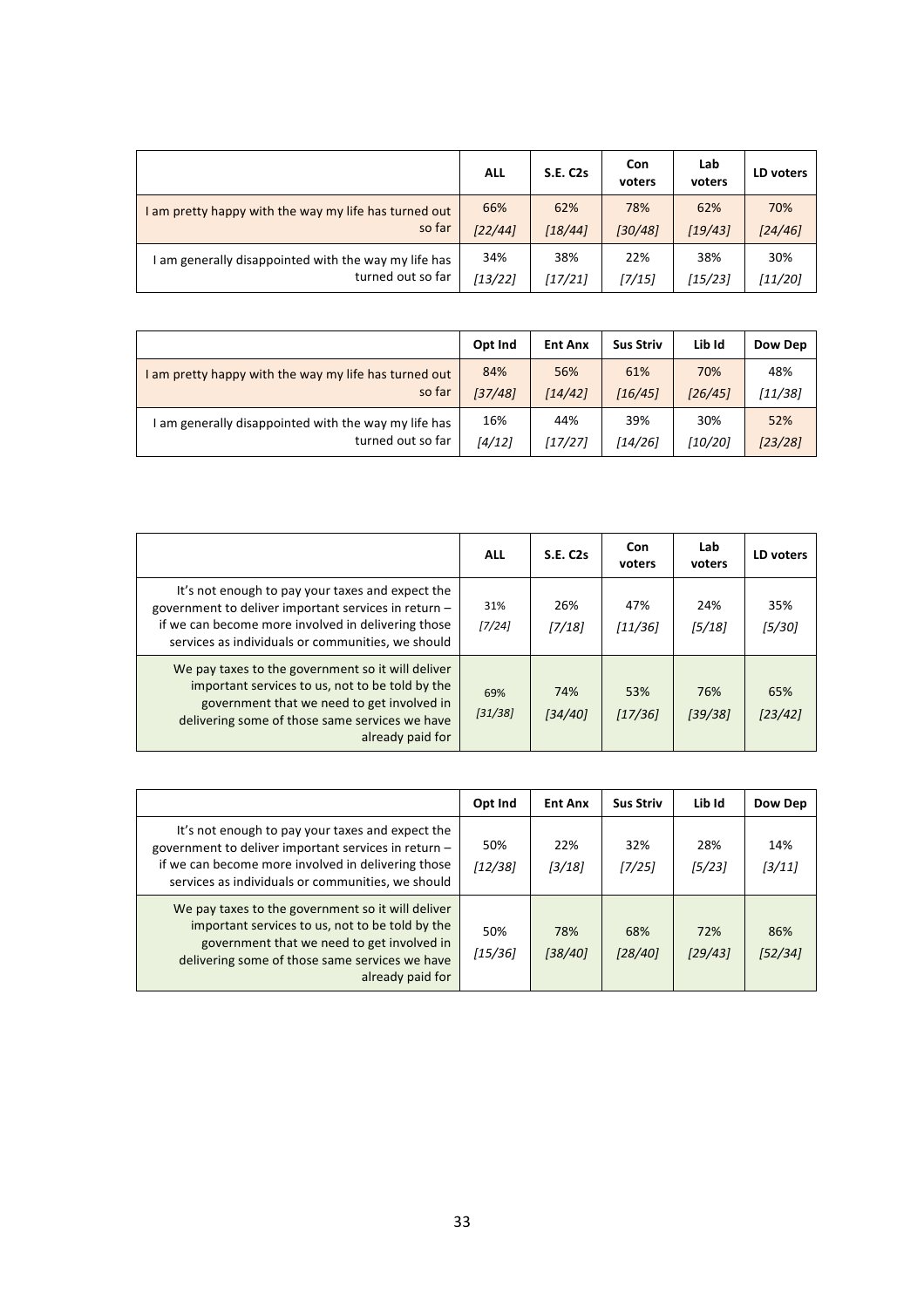| | ALL | S.E. C2s | Con voters | Lab voters | LD voters |
|---|---|---|---|---|---|
| I am pretty happy with the way my life has turned out so far | 66% *[22/44]* | 62% *[18/44]* | 78% *[30/48]* | 62% *[19/43]* | 70% *[24/46]* |
| I am generally disappointed with the way my life has turned out so far | 34% *[13/22]* | 38% *[17/21]* | 22% *[7/15]* | 38% *[15/23]* | 30% *[11/20]* |

| | Opt Ind | Ent Anx | Sus Striv | Lib Id | Dow Dep |
|---|---|---|---|---|---|
| I am pretty happy with the way my life has turned out so far | 84% *[37/48]* | 56% *[14/42]* | 61% *[16/45]* | 70% *[26/45]* | 48% *[11/38]* |
| I am generally disappointed with the way my life has turned out so far | 16% *[4/12]* | 44% *[17/27]* | 39% *[14/26]* | 30% *[10/20]* | 52% *[23/28]* |

| | ALL | S.E. C2s | Con voters | Lab voters | LD voters |
|---|---|---|---|---|---|
| It's not enough to pay your taxes and expect the government to deliver important services in return – if we can become more involved in delivering those services as individuals or communities, we should | 31% *[7/24]* | 26% *[7/18]* | 47% *[11/36]* | 24% *[5/18]* | 35% *[5/30]* |
| We pay taxes to the government so it will deliver important services to us, not to be told by the government that we need to get involved in delivering some of those same services we have already paid for | 69% *[31/38]* | 74% *[34/40]* | 53% *[17/36]* | 76% *[39/38]* | 65% *[23/42]* |

| | Opt Ind | Ent Anx | Sus Striv | Lib Id | Dow Dep |
|---|---|---|---|---|---|
| It's not enough to pay your taxes and expect the government to deliver important services in return – if we can become more involved in delivering those services as individuals or communities, we should | 50% *[12/38]* | 22% *[3/18]* | 32% *[7/25]* | 28% *[5/23]* | 14% *[3/11]* |
| We pay taxes to the government so it will deliver important services to us, not to be told by the government that we need to get involved in delivering some of those same services we have already paid for | 50% *[15/36]* | 78% *[38/40]* | 68% *[28/40]* | 72% *[29/43]* | 86% *[52/34]* |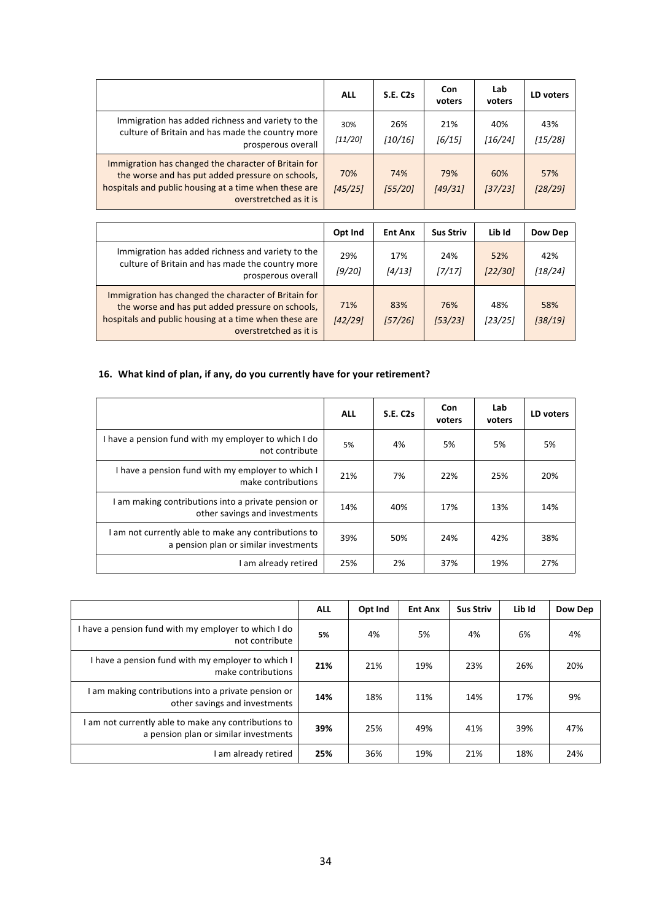| | ALL | S.E. C2s | Con voters | Lab voters | LD voters |
|---|---|---|---|---|---|
| Immigration has added richness and variety to the culture of Britain and has made the country more prosperous overall | 30% *[11/20]* | 26% *[10/16]* | 21% *[6/15]* | 40% *[16/24]* | 43% *[15/28]* |
| Immigration has changed the character of Britain for the worse and has put added pressure on schools, hospitals and public housing at a time when these are overstretched as it is | 70% *[45/25]* | 74% *[55/20]* | 79% *[49/31]* | 60% *[37/23]* | 57% *[28/29]* |

| | Opt Ind | Ent Anx | Sus Striv | Lib Id | Dow Dep |
|---|---|---|---|---|---|
| Immigration has added richness and variety to the culture of Britain and has made the country more prosperous overall | 29% *[9/20]* | 17% *[4/13]* | 24% *[7/17]* | 52% *[22/30]* | 42% *[18/24]* |
| Immigration has changed the character of Britain for the worse and has put added pressure on schools, hospitals and public housing at a time when these are overstretched as it is | 71% *[42/29]* | 83% *[57/26]* | 76% *[53/23]* | 48% *[23/25]* | 58% *[38/19]* |

## 16. What kind of plan, if any, do you currently have for your retirement?

| | ALL | S.E. C2s | Con voters | Lab voters | LD voters |
|---|---|---|---|---|---|
| I have a pension fund with my employer to which I do not contribute | 5% | 4% | 5% | 5% | 5% |
| I have a pension fund with my employer to which I make contributions | 21% | 7% | 22% | 25% | 20% |
| I am making contributions into a private pension or other savings and investments | 14% | 40% | 17% | 13% | 14% |
| I am not currently able to make any contributions to a pension plan or similar investments | 39% | 50% | 24% | 42% | 38% |
| I am already retired | 25% | 2% | 37% | 19% | 27% |

| | ALL | Opt Ind | Ent Anx | Sus Striv | Lib Id | Dow Dep |
|---|---|---|---|---|---|---|
| I have a pension fund with my employer to which I do not contribute | **5%** | 4% | 5% | 4% | 6% | 4% |
| I have a pension fund with my employer to which I make contributions | **21%** | 21% | 19% | 23% | 26% | 20% |
| I am making contributions into a private pension or other savings and investments | **14%** | 18% | 11% | 14% | 17% | 9% |
| I am not currently able to make any contributions to a pension plan or similar investments | **39%** | 25% | 49% | 41% | 39% | 47% |
| I am already retired | **25%** | 36% | 19% | 21% | 18% | 24% |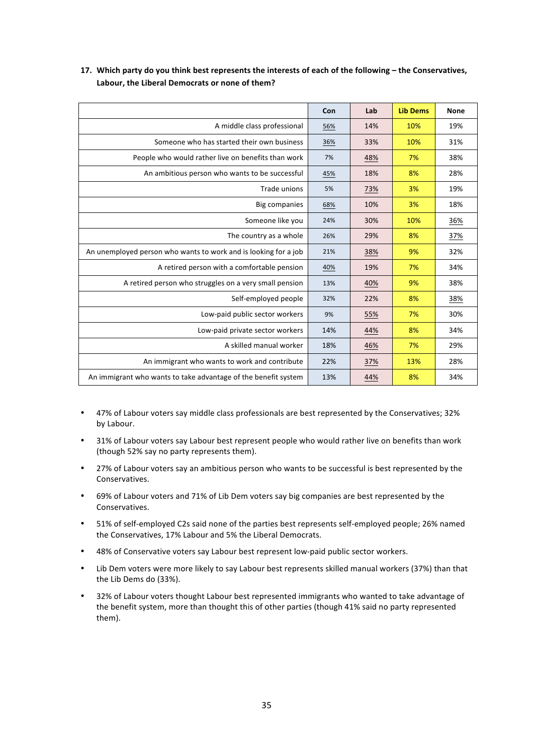**17. Which party do you think best represents the interests of each of the following – the Conservatives, Labour, the Liberal Democrats or none of them?**

| | Con | Lab | Lib Dems | None |
|---|---|---|---|---|
| A middle class professional | 56% | 14% | 10% | 19% |
| Someone who has started their own business | 36% | 33% | 10% | 31% |
| People who would rather live on benefits than work | 7% | 48% | 7% | 38% |
| An ambitious person who wants to be successful | 45% | 18% | 8% | 28% |
| Trade unions | 5% | 73% | 3% | 19% |
| Big companies | 68% | 10% | 3% | 18% |
| Someone like you | 24% | 30% | 10% | 36% |
| The country as a whole | 26% | 29% | 8% | 37% |
| An unemployed person who wants to work and is looking for a job | 21% | 38% | 9% | 32% |
| A retired person with a comfortable pension | 40% | 19% | 7% | 34% |
| A retired person who struggles on a very small pension | 13% | 40% | 9% | 38% |
| Self-employed people | 32% | 22% | 8% | 38% |
| Low-paid public sector workers | 9% | 55% | 7% | 30% |
| Low-paid private sector workers | 14% | 44% | 8% | 34% |
| A skilled manual worker | 18% | 46% | 7% | 29% |
| An immigrant who wants to work and contribute | 22% | 37% | 13% | 28% |
| An immigrant who wants to take advantage of the benefit system | 13% | 44% | 8% | 34% |

- 47% of Labour voters say middle class professionals are best represented by the Conservatives; 32% by Labour.
- 31% of Labour voters say Labour best represent people who would rather live on benefits than work (though 52% say no party represents them).
- 27% of Labour voters say an ambitious person who wants to be successful is best represented by the Conservatives.
- 69% of Labour voters and 71% of Lib Dem voters say big companies are best represented by the Conservatives.
- 51% of self-employed C2s said none of the parties best represents self-employed people; 26% named the Conservatives, 17% Labour and 5% the Liberal Democrats.
- 48% of Conservative voters say Labour best represent low-paid public sector workers.
- Lib Dem voters were more likely to say Labour best represents skilled manual workers (37%) than that the Lib Dems do (33%).
- 32% of Labour voters thought Labour best represented immigrants who wanted to take advantage of the benefit system, more than thought this of other parties (though 41% said no party represented them).